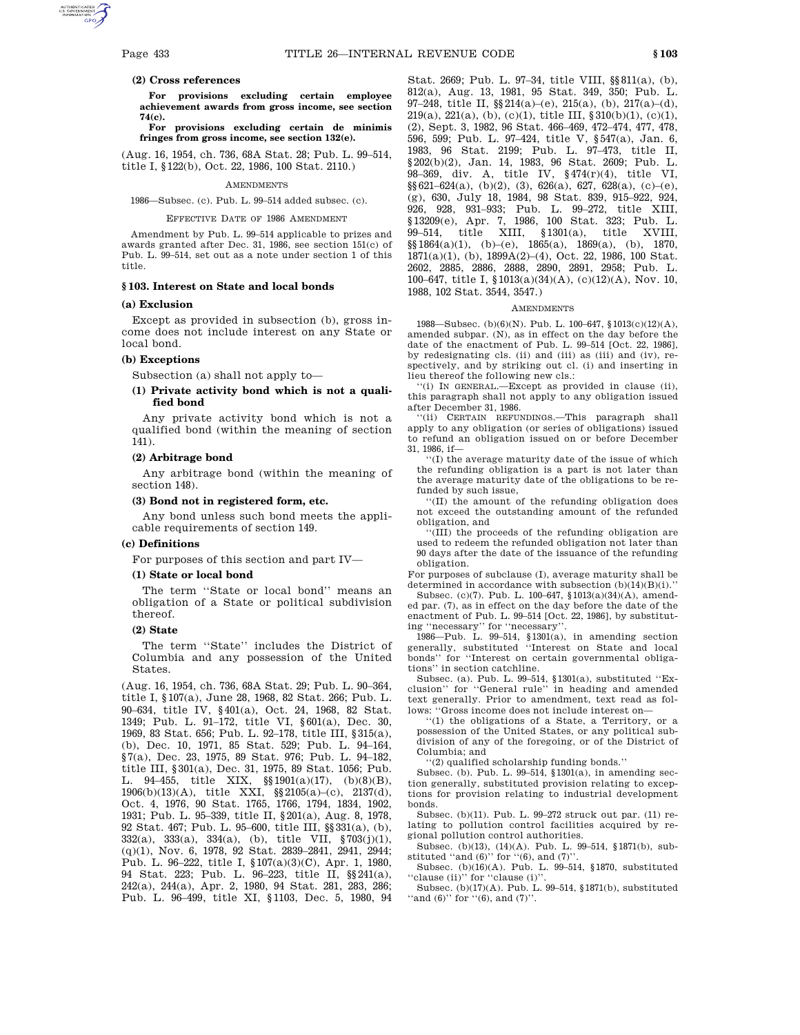**(2) Cross references**

**For provisions excluding certain employee achievement awards from gross income, see section 74(c).**

**For provisions excluding certain de minimis fringes from gross income, see section 132(e).**

(Aug. 16, 1954, ch. 736, 68A Stat. 28; Pub. L. 99–514, title I, §122(b), Oct. 22, 1986, 100 Stat. 2110.)

AMENDMENTS

1986—Subsec. (c). Pub. L. 99–514 added subsec. (c).

EFFECTIVE DATE OF 1986 AMENDMENT

Amendment by Pub. L. 99–514 applicable to prizes and awards granted after Dec. 31, 1986, see section 151(c) of Pub. L. 99–514, set out as a note under section 1 of this title.

## §103. Interest on State and local bonds

### (a) Exclusion

Except as provided in subsection (b), gross income does not include interest on any State or local bond.

### (b) Exceptions

Subsection (a) shall not apply to—

#### (1) Private activity bond which is not a qualified bond

Any private activity bond which is not a qualified bond (within the meaning of section 141).

#### (2) Arbitrage bond

Any arbitrage bond (within the meaning of section 148).

#### (3) Bond not in registered form, etc.

Any bond unless such bond meets the applicable requirements of section 149.

### (c) Definitions

For purposes of this section and part IV—

#### (1) State or local bond

The term ''State or local bond'' means an obligation of a State or political subdivision thereof.

#### (2) State

The term ''State'' includes the District of Columbia and any possession of the United States.

(Aug. 16, 1954, ch. 736, 68A Stat. 29; Pub. L. 90–364, title I, §107(a), June 28, 1968, 82 Stat. 266; Pub. L. 90–634, title IV, §401(a), Oct. 24, 1968, 82 Stat. 1349; Pub. L. 91–172, title VI, §601(a), Dec. 30, 1969, 83 Stat. 656; Pub. L. 92–178, title III, §315(a), (b), Dec. 10, 1971, 85 Stat. 529; Pub. L. 94–164, §7(a), Dec. 23, 1975, 89 Stat. 976; Pub. L. 94–182, title III, §301(a), Dec. 31, 1975, 89 Stat. 1056; Pub. L. 94–455, title XIX, §§1901(a)(17), (b)(8)(B), 1906(b)(13)(A), title XXI, §§2105(a)–(c), 2137(d), Oct. 4, 1976, 90 Stat. 1765, 1766, 1794, 1834, 1902, 1931; Pub. L. 95–339, title II, §201(a), Aug. 8, 1978, 92 Stat. 467; Pub. L. 95–600, title III, §§331(a), (b), 332(a), 333(a), 334(a), (b), title VII, §703(j)(1), (q)(1), Nov. 6, 1978, 92 Stat. 2839–2841, 2941, 2944; Pub. L. 96–222, title I, §107(a)(3)(C), Apr. 1, 1980, 94 Stat. 223; Pub. L. 96–223, title II, §§241(a), 242(a), 244(a), Apr. 2, 1980, 94 Stat. 281, 283, 286; Pub. L. 96–499, title XI, §1103, Dec. 5, 1980, 94 Stat. 2669; Pub. L. 97–34, title VIII, §§811(a), (b), 812(a), Aug. 13, 1981, 95 Stat. 349, 350; Pub. L. 97–248, title II, §§214(a)–(e), 215(a), (b), 217(a)–(d), 219(a), 221(a), (b), (c)(1), title III, §310(b)(1), (c)(1), (2), Sept. 3, 1982, 96 Stat. 466–469, 472–474, 477, 478, 596, 599; Pub. L. 97–424, title V, §547(a), Jan. 6, 1983, 96 Stat. 2199; Pub. L. 97–473, title II, §202(b)(2), Jan. 14, 1983, 96 Stat. 2609; Pub. L. 98–369, div. A, title IV, §474(r)(4), title VI, §§621–624(a), (b)(2), (3), 626(a), 627, 628(a), (c)–(e), (g), 630, July 18, 1984, 98 Stat. 839, 915–922, 924, 926, 928, 931–933; Pub. L. 99–272, title XIII, §13209(e), Apr. 7, 1986, 100 Stat. 323; Pub. L. 99–514, title XIII, §1301(a), title XVIII, §§1864(a)(1), (b)–(e), 1865(a), 1869(a), (b), 1870, 1871(a)(1), (b), 1899A(2)–(4), Oct. 22, 1986, 100 Stat. 2602, 2885, 2886, 2888, 2890, 2891, 2958; Pub. L. 100–647, title I, §1013(a)(34)(A), (c)(12)(A), Nov. 10, 1988, 102 Stat. 3544, 3547.)

AMENDMENTS

1988—Subsec. (b)(6)(N). Pub. L. 100–647, §1013(c)(12)(A), amended subpar. (N), as in effect on the day before the date of the enactment of Pub. L. 99–514 [Oct. 22, 1986], by redesignating cls. (ii) and (iii) as (iii) and (iv), respectively, and by striking out cl. (i) and inserting in lieu thereof the following new cls.:

''(i) IN GENERAL.—Except as provided in clause (ii), this paragraph shall not apply to any obligation issued after December 31, 1986.

''(ii) CERTAIN REFUNDINGS.—This paragraph shall apply to any obligation (or series of obligations) issued to refund an obligation issued on or before December 31, 1986, if—

''(I) the average maturity date of the issue of which the refunding obligation is a part is not later than the average maturity date of the obligations to be refunded by such issue,

''(II) the amount of the refunding obligation does not exceed the outstanding amount of the refunded obligation, and

''(III) the proceeds of the refunding obligation are used to redeem the refunded obligation not later than 90 days after the date of the issuance of the refunding obligation.

For purposes of subclause (I), average maturity shall be determined in accordance with subsection (b)(14)(B)(i).''

Subsec. (c)(7). Pub. L. 100–647, §1013(a)(34)(A), amended par. (7), as in effect on the day before the date of the enactment of Pub. L. 99–514 [Oct. 22, 1986], by substituting ''necessary'' for ''necessary''.

1986—Pub. L. 99–514, §1301(a), in amending section generally, substituted ''Interest on State and local bonds'' for ''Interest on certain governmental obligations'' in section catchline.

Subsec. (a). Pub. L. 99–514, §1301(a), substituted ''Exclusion'' for ''General rule'' in heading and amended text generally. Prior to amendment, text read as follows: ''Gross income does not include interest on—

''(1) the obligations of a State, a Territory, or a possession of the United States, or any political subdivision of any of the foregoing, or of the District of Columbia; and

''(2) qualified scholarship funding bonds.''

Subsec. (b). Pub. L. 99–514, §1301(a), in amending section generally, substituted provision relating to exceptions for provision relating to industrial development bonds.

Subsec. (b)(11). Pub. L. 99–272 struck out par. (11) relating to pollution control facilities acquired by regional pollution control authorities.

Subsec. (b)(13), (14)(A). Pub. L. 99–514, §1871(b), substituted ''and (6)'' for ''(6), and (7)''.

Subsec. (b)(16)(A). Pub. L. 99–514, §1870, substituted ''clause (ii)'' for ''clause (i)''.

Subsec. (b)(17)(A). Pub. L. 99–514, §1871(b), substituted ''and (6)'' for ''(6), and (7)''.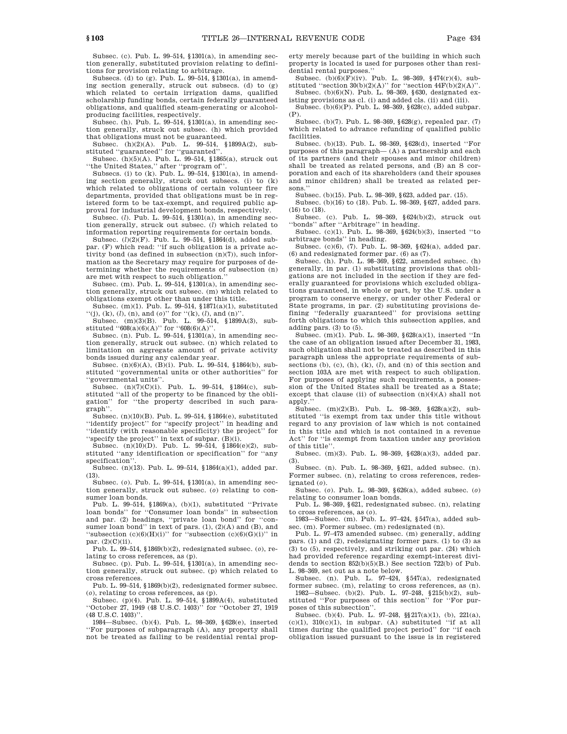Subsec. (c). Pub. L. 99–514, §1301(a), in amending section generally, substituted provision relating to definitions for provision relating to arbitrage.

Subsecs. (d) to (g). Pub. L. 99–514, §1301(a), in amending section generally, struck out subsecs. (d) to (g) which related to certain irrigation dams, qualified scholarship funding bonds, certain federally guaranteed obligations, and qualified steam-generating or alcohol-producing facilities, respectively.

Subsec. (h). Pub. L. 99–514, §1301(a), in amending section generally, struck out subsec. (h) which provided that obligations must not be guaranteed.

Subsec. (h)(2)(A). Pub. L. 99–514, §1899A(2), substituted ''guaranteed'' for ''guaranted''.

Subsec. (h)(5)(A). Pub. L. 99–514, §1865(a), struck out ''the United States,'' after ''program of''.

Subsecs. (i) to (k). Pub. L. 99–514, §1301(a), in amending section generally, struck out subsecs. (i) to (k) which related to obligations of certain volunteer fire departments, provided that obligations must be in registered form to be tax-exempt, and required public approval for industrial development bonds, respectively.

Subsec. (*l*). Pub. L. 99–514, §1301(a), in amending section generally, struck out subsec. (*l*) which related to information reporting requirements for certain bonds.

Subsec. (*l*)(2)(F). Pub. L. 99–514, §1864(d), added subpar. (F) which read: ''if such obligation is a private activity bond (as defined in subsection (n)(7)), such information as the Secretary may require for purposes of determining whether the requirements of subsection (n) are met with respect to such obligation.''

Subsec. (m). Pub. L. 99–514, §1301(a), in amending section generally, struck out subsec. (m) which related to obligations exempt other than under this title.

Subsec. (m)(1). Pub. L. 99–514, §1871(a)(1), substituted ''(j), (k), (*l*), (n), and (*o*)'' for ''(k), (*l*), and (n)''.

Subsec. (m)(3)(B). Pub. L. 99–514, §1899A(3), substituted ''608(a)(6)(A)'' for ''608(6)(A)''.

Subsec. (n). Pub. L. 99–514, §1301(a), in amending section generally, struck out subsec. (n) which related to limitation on aggregate amount of private activity bonds issued during any calendar year.

Subsec. (n)(6)(A), (B)(i). Pub. L. 99–514, §1864(b), substituted ''governmental units or other authorities'' for ''governmental units''.

Subsec. (n)(7)(C)(i). Pub. L. 99–514, §1864(c), substituted ''all of the property to be financed by the obligation'' for ''the property described in such paragraph''.

Subsec. (n)(10)(B). Pub. L. 99–514, §1864(e), substituted ''identify project'' for ''specify project'' in heading and ''identify (with reasonable specificity) the project'' for ''specify the project'' in text of subpar. (B)(i).

Subsec. (n)(10)(D). Pub. L. 99–514, §1864(e)(2), substituted ''any identification or specification'' for ''any specification''.

Subsec. (n)(13). Pub. L. 99–514, §1864(a)(1), added par. (13).

Subsec. (*o*). Pub. L. 99–514, §1301(a), in amending section generally, struck out subsec. (*o*) relating to consumer loan bonds.

Pub. L. 99–514, §1869(a), (b)(1), substituted ''Private loan bonds'' for ''Consumer loan bonds'' in subsection and par. (2) headings, ''private loan bond'' for ''consumer loan bond'' in text of pars. (1), (2)(A) and (B), and ''subsection (c)(6)(H)(i)'' for ''subsection (c)(6)(G)(i)'' in par. (2)(C)(ii).

Pub. L. 99–514, §1869(b)(2), redesignated subsec. (*o*), relating to cross references, as (p).

Subsec. (p). Pub. L. 99–514, §1301(a), in amending section generally, struck out subsec. (p) which related to cross references.

Pub. L. 99–514, §1869(b)(2), redesignated former subsec. (*o*), relating to cross references, as (p).

Subsec. (p)(4). Pub. L. 99–514, §1899A(4), substituted ''October 27, 1949 (48 U.S.C. 1403)'' for ''October 27, 1919 (48 U.S.C. 1403)''.

1984—Subsec. (b)(4). Pub. L. 98–369, §628(e), inserted ''For purposes of subparagraph (A), any property shall not be treated as failing to be residential rental property merely because part of the building in which such property is located is used for purposes other than residential rental purposes.''

Subsec. (b)(6)(F)(iv). Pub. L. 98–369, §474(r)(4), substituted ''section 30(b)(2)(A)'' for ''section 44F(b)(2)(A)''.

Subsec. (b)(6)(N). Pub. L. 98–369, §630, designated existing provisions as cl. (i) and added cls. (ii) and (iii).

Subsec. (b)(6)(P). Pub. L. 98–369, §628(c), added subpar. (P).

Subsec. (b)(7). Pub. L. 98–369, §628(g), repealed par. (7) which related to advance refunding of qualified public facilities.

Subsec. (b)(13). Pub. L. 98–369, §628(d), inserted ''For purposes of this paragraph— (A) a partnership and each of its partners (and their spouses and minor children) shall be treated as related persons, and (B) an S corporation and each of its shareholders (and their spouses and minor children) shall be treated as related persons.''

Subsec. (b)(15). Pub. L. 98–369, §623, added par. (15).

Subsec. (b)(16) to (18). Pub. L. 98–369, §627, added pars. (16) to (18).

Subsec. (c). Pub. L. 98–369, §624(b)(2), struck out ''bonds'' after ''Arbitrage'' in heading.

Subsec. (c)(1). Pub. L. 98–369, §624(b)(3), inserted ''to arbitrage bonds'' in heading.

Subsec. (c)(6), (7). Pub. L. 98–369, §624(a), added par. (6) and redesignated former par. (6) as (7).

Subsec. (h). Pub. L. 98–369, §622, amended subsec. (h) generally, in par. (1) substituting provisions that obligations are not included in the section if they are federally guaranteed for provisions which excluded obligations guaranteed, in whole or part, by the U.S. under a program to conserve energy, or under other Federal or State programs, in par. (2) substituting provisions defining ''federally guaranteed'' for provisions setting forth obligations to which this subsection applies, and adding pars. (3) to (5).

Subsec. (m)(1). Pub. L. 98–369, §628(a)(1), inserted ''In the case of an obligation issued after December 31, 1983, such obligation shall not be treated as described in this paragraph unless the appropriate requirements of subsections (b), (c), (h), (k), (*l*), and (n) of this section and section 103A are met with respect to such obligation. For purposes of applying such requirements, a possession of the United States shall be treated as a State; except that clause (ii) of subsection (n)(4)(A) shall not apply.''

Subsec. (m)(2)(B). Pub. L. 98–369, §628(a)(2), substituted ''is exempt from tax under this title without regard to any provision of law which is not contained in this title and which is not contained in a revenue Act'' for ''is exempt from taxation under any provision of this title''.

Subsec. (m)(3). Pub. L. 98–369, §628(a)(3), added par. (3).

Subsec. (n). Pub. L. 98–369, §621, added subsec. (n). Former subsec. (n), relating to cross references, redesignated (*o*).

Subsec. (*o*). Pub. L. 98–369, §626(a), added subsec. (*o*) relating to consumer loan bonds.

Pub. L. 98–369, §621, redesignated subsec. (n), relating to cross references, as (*o*).

1983—Subsec. (m). Pub. L. 97–424, §547(a), added subsec. (m). Former subsec. (m) redesignated (n).

Pub. L. 97–473 amended subsec. (m) generally, adding pars. (1) and (2), redesignating former pars. (1) to (3) as (3) to (5), respectively, and striking out par. (24) which had provided reference regarding exempt-interest dividends to section 852(b)(5)(B.) See section 722(b) of Pub. L. 98–369, set out as a note below.

Subsec. (n). Pub. L. 97–424, §547(a), redesignated former subsec. (m), relating to cross references, as (n).

1982—Subsec. (b)(2). Pub. L. 97–248, §215(b)(2), substituted ''For purposes of this section'' for ''For purposes of this subsection''.

Subsec. (b)(4). Pub. L. 97–248, §§217(a)(1), (b), 221(a), (c)(1), 310(c)(1), in subpar. (A) substituted ''if at all times during the qualified project period'' for ''if each obligation issued pursuant to the issue is in registered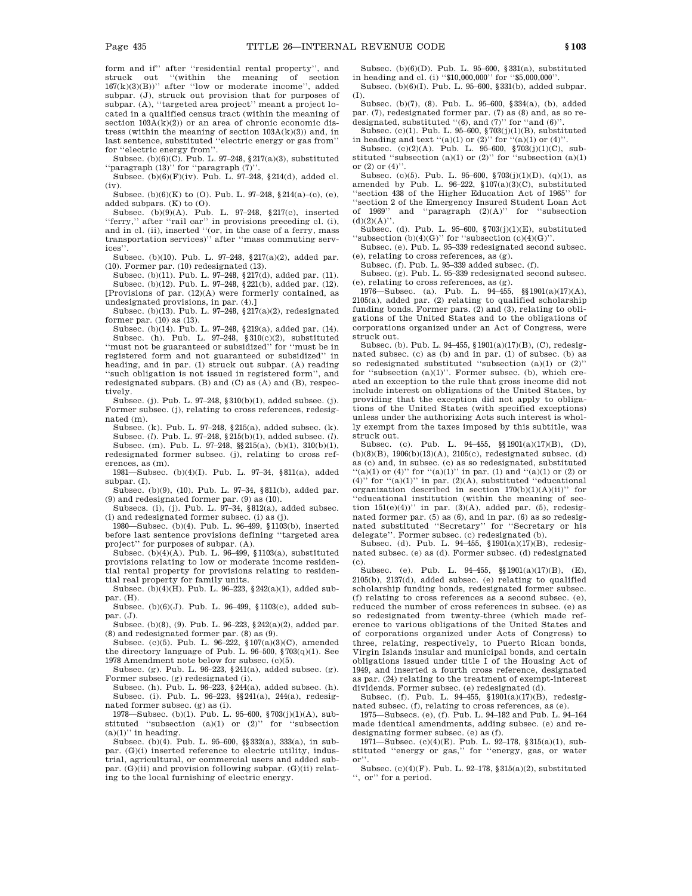form and if'' after ''residential rental property'', and struck out ''(within the meaning of section 167(k)(3)(B))'' after ''low or moderate income'', added subpar. (J), struck out provision that for purposes of subpar. (A), ''targeted area project'' meant a project located in a qualified census tract (within the meaning of section 103A(k)(2)) or an area of chronic economic distress (within the meaning of section 103A(k)(3)) and, in last sentence, substituted ''electric energy or gas from'' for ''electric energy from''.

Subsec. (b)(6)(C). Pub. L. 97–248, §217(a)(3), substituted ''paragraph (13)'' for ''paragraph (7)''.

Subsec. (b)(6)(F)(iv). Pub. L. 97–248, §214(d), added cl. (iv).

Subsec. (b)(6)(K) to (O). Pub. L. 97–248, §214(a)–(c), (e), added subpars. (K) to (O).

Subsec. (b)(9)(A). Pub. L. 97–248, §217(c), inserted ''ferry,'' after ''rail car'' in provisions preceding cl. (i), and in cl. (ii), inserted ''(or, in the case of a ferry, mass transportation services)'' after ''mass commuting services''.

Subsec. (b)(10). Pub. L. 97–248, §217(a)(2), added par. (10). Former par. (10) redesignated (13).

Subsec. (b)(11). Pub. L. 97–248, §217(d), added par. (11).

Subsec. (b)(12). Pub. L. 97–248, §221(b), added par. (12). [Provisions of par. (12)(A) were formerly contained, as undesignated provisions, in par. (4).]

Subsec. (b)(13). Pub. L. 97–248, §217(a)(2), redesignated former par. (10) as (13).

Subsec. (b)(14). Pub. L. 97–248, §219(a), added par. (14).

Subsec. (h). Pub. L. 97–248, §310(c)(2), substituted ''must not be guaranteed or subsidized'' for ''must be in registered form and not guaranteed or subsidized'' in heading, and in par. (1) struck out subpar. (A) reading ''such obligation is not issued in registered form'', and redesignated subpars. (B) and (C) as (A) and (B), respectively.

Subsec. (j). Pub. L. 97–248, §310(b)(1), added subsec. (j). Former subsec. (j), relating to cross references, redesignated (m).

Subsec. (k). Pub. L. 97–248, §215(a), added subsec. (k).

Subsec. (*l*). Pub. L. 97–248, §215(b)(1), added subsec. (*l*).

Subsec. (m). Pub. L. 97–248, §§215(a), (b)(1), 310(b)(1), redesignated former subsec. (j), relating to cross references, as (m).

1981—Subsec. (b)(4)(I). Pub. L. 97–34, §811(a), added subpar. (I).

Subsec. (b)(9), (10). Pub. L. 97–34, §811(b), added par. (9) and redesignated former par. (9) as (10).

Subsecs. (i), (j). Pub. L. 97–34, §812(a), added subsec. (i) and redesignated former subsec. (i) as (j).

1980—Subsec. (b)(4). Pub. L. 96–499, §1103(b), inserted before last sentence provisions defining ''targeted area project'' for purposes of subpar. (A).

Subsec. (b)(4)(A). Pub. L. 96–499, §1103(a), substituted provisions relating to low or moderate income residential rental property for provisions relating to residential real property for family units.

Subsec. (b)(4)(H). Pub. L. 96–223, §242(a)(1), added subpar. (H).

Subsec. (b)(6)(J). Pub. L. 96–499, §1103(c), added subpar. (J).

Subsec. (b)(8), (9). Pub. L. 96–223, §242(a)(2), added par. (8) and redesignated former par. (8) as (9).

Subsec. (c)(5). Pub. L. 96–222, §107(a)(3)(C), amended the directory language of Pub. L. 96–500, §703(q)(1). See 1978 Amendment note below for subsec. (c)(5).

Subsec. (g). Pub. L. 96–223, §241(a), added subsec. (g). Former subsec. (g) redesignated (i).

Subsec. (h). Pub. L. 96–223, §244(a), added subsec. (h).

Subsec. (i). Pub. L. 96–223, §§241(a), 244(a), redesignated former subsec. (g) as (i).

1978—Subsec. (b)(1). Pub. L. 95–600, §703(j)(1)(A), substituted ''subsection (a)(1) or (2)'' for ''subsection (a)(1)'' in heading.

Subsec. (b)(4). Pub. L. 95–600, §§332(a), 333(a), in subpar. (G)(i) inserted reference to electric utility, industrial, agricultural, or commercial users and added subpar. (G)(ii) and provision following subpar. (G)(ii) relating to the local furnishing of electric energy.

Subsec. (b)(6)(D). Pub. L. 95–600, §331(a), substituted in heading and cl. (i) ''$10,000,000'' for ''$5,000,000''.

Subsec. (b)(6)(I). Pub. L. 95–600, §331(b), added subpar. (I).

Subsec. (b)(7), (8). Pub. L. 95–600, §334(a), (b), added par. (7), redesignated former par. (7) as (8) and, as so redesignated, substituted ''(6), and (7)'' for ''and (6)''.

Subsec. (c)(1). Pub. L. 95–600, §703(j)(1)(B), substituted in heading and text ''(a)(1) or (2)'' for ''(a)(1) or (4)''.

Subsec. (c)(2)(A). Pub. L. 95–600, §703(j)(1)(C), substituted ''subsection (a)(1) or (2)'' for ''subsection (a)(1) or (2) or (4)''.

Subsec. (c)(5). Pub. L. 95–600, §703(j)(1)(D), (q)(1), as amended by Pub. L. 96–222, §107(a)(3)(C), substituted ''section 438 of the Higher Education Act of 1965'' for ''section 2 of the Emergency Insured Student Loan Act of 1969'' and ''paragraph (2)(A)'' for ''subsection (d)(2)(A)''.

Subsec. (d). Pub. L. 95–600, §703(j)(1)(E), substituted ''subsection (b)(4)(G)'' for ''subsection (c)(4)(G)''.

Subsec. (e). Pub. L. 95–339 redesignated second subsec. (e), relating to cross references, as (g).

Subsec. (f). Pub. L. 95–339 added subsec. (f).

Subsec. (g). Pub. L. 95–339 redesignated second subsec. (e), relating to cross references, as (g).

1976—Subsec. (a). Pub. L. 94–455, §§1901(a)(17)(A), 2105(a), added par. (2) relating to qualified scholarship funding bonds. Former pars. (2) and (3), relating to obligations of the United States and to the obligations of corporations organized under an Act of Congress, were struck out.

Subsec. (b). Pub. L. 94–455, §1901(a)(17)(B), (C), redesignated subsec. (c) as (b) and in par. (1) of subsec. (b) as so redesignated substituted ''subsection (a)(1) or (2)'' for ''subsection (a)(1)''. Former subsec. (b), which created an exception to the rule that gross income did not include interest on obligations of the United States, by providing that the exception did not apply to obligations of the United States (with specified exceptions) unless under the authorizing Acts such interest is wholly exempt from the taxes imposed by this subtitle, was struck out.

Subsec. (c). Pub. L. 94–455, §§1901(a)(17)(B), (D), (b)(8)(B), 1906(b)(13)(A), 2105(c), redesignated subsec. (d) as (c) and, in subsec. (c) as so redesignated, substituted ''(a)(1) or (4)'' for ''(a)(1)'' in par. (1) and ''(a)(1) or (2) or (4)'' for ''(a)(1)'' in par. (2)(A), substituted ''educational organization described in section 170(b)(1)(A)(ii)'' for ''educational institution (within the meaning of section 151(e)(4))'' in par. (3)(A), added par. (5), redesignated former par. (5) as (6), and in par. (6) as so redesignated substituted ''Secretary'' for ''Secretary or his delegate''. Former subsec. (c) redesignated (b).

Subsec. (d). Pub. L. 94–455, §1901(a)(17)(B), redesignated subsec. (e) as (d). Former subsec. (d) redesignated (c).

Subsec. (e). Pub. L. 94–455, §§1901(a)(17)(B), (E), 2105(b), 2137(d), added subsec. (e) relating to qualified scholarship funding bonds, redesignated former subsec. (f) relating to cross references as a second subsec. (e), reduced the number of cross references in subsec. (e) as so redesignated from twenty-three (which made reference to various obligations of the United States and of corporations organized under Acts of Congress) to three, relating, respectively, to Puerto Rican bonds, Virgin Islands insular and municipal bonds, and certain obligations issued under title I of the Housing Act of 1949, and inserted a fourth cross reference, designated as par. (24) relating to the treatment of exempt-interest dividends. Former subsec. (e) redesignated (d).

Subsec. (f). Pub. L. 94–455, §1901(a)(17)(B), redesignated subsec. (f), relating to cross references, as (e).

1975—Subsecs. (e), (f). Pub. L. 94–182 and Pub. L. 94–164 made identical amendments, adding subsec. (e) and redesignating former subsec. (e) as (f).

1971—Subsec. (c)(4)(E). Pub. L. 92–178, §315(a)(1), substituted ''energy or gas,'' for ''energy, gas, or water or''.

Subsec. (c)(4)(F). Pub. L. 92–178, §315(a)(2), substituted '', or'' for a period.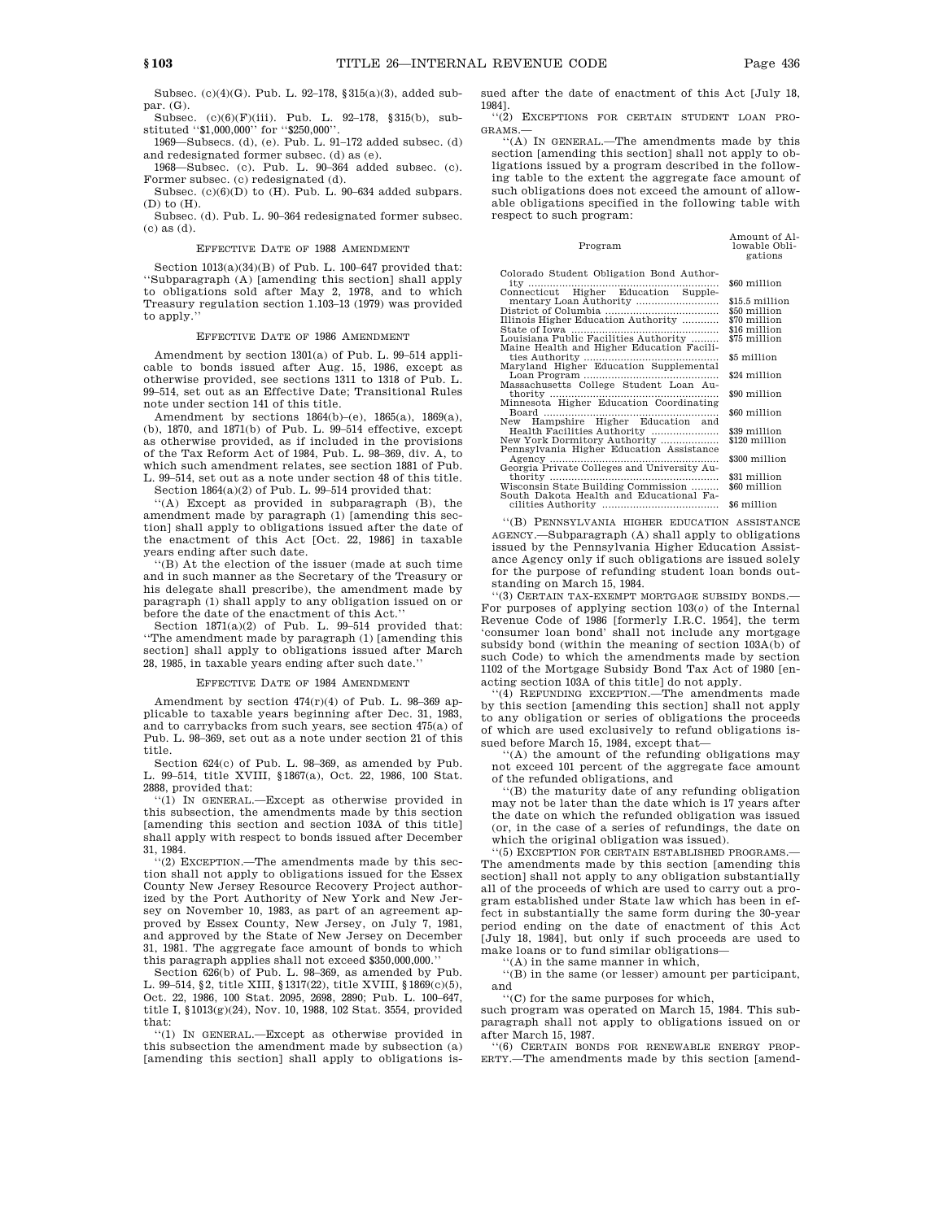Subsec. (c)(4)(G). Pub. L. 92–178, §315(a)(3), added subpar. (G).

Subsec. (c)(6)(F)(iii). Pub. L. 92–178, §315(b), substituted ''$1,000,000'' for ''$250,000''.

1969—Subsecs. (d), (e). Pub. L. 91–172 added subsec. (d) and redesignated former subsec. (d) as (e).

1968—Subsec. (c). Pub. L. 90–364 added subsec. (c). Former subsec. (c) redesignated (d).

Subsec. (c)(6)(D) to (H). Pub. L. 90–634 added subpars. (D) to (H).

Subsec. (d). Pub. L. 90–364 redesignated former subsec. (c) as (d).

## EFFECTIVE DATE OF 1988 AMENDMENT

Section 1013(a)(34)(B) of Pub. L. 100–647 provided that: ''Subparagraph (A) [amending this section] shall apply to obligations sold after May 2, 1978, and to which Treasury regulation section 1.103–13 (1979) was provided to apply.''

## EFFECTIVE DATE OF 1986 AMENDMENT

Amendment by section 1301(a) of Pub. L. 99–514 applicable to bonds issued after Aug. 15, 1986, except as otherwise provided, see sections 1311 to 1318 of Pub. L. 99–514, set out as an Effective Date; Transitional Rules note under section 141 of this title.

Amendment by sections 1864(b)–(e), 1865(a), 1869(a), (b), 1870, and 1871(b) of Pub. L. 99–514 effective, except as otherwise provided, as if included in the provisions of the Tax Reform Act of 1984, Pub. L. 98–369, div. A, to which such amendment relates, see section 1881 of Pub. L. 99–514, set out as a note under section 48 of this title.

Section 1864(a)(2) of Pub. L. 99–514 provided that:

''(A) Except as provided in subparagraph (B), the amendment made by paragraph (1) [amending this section] shall apply to obligations issued after the date of the enactment of this Act [Oct. 22, 1986] in taxable years ending after such date.

''(B) At the election of the issuer (made at such time and in such manner as the Secretary of the Treasury or his delegate shall prescribe), the amendment made by paragraph (1) shall apply to any obligation issued on or before the date of the enactment of this Act.''

Section 1871(a)(2) of Pub. L. 99–514 provided that: ''The amendment made by paragraph (1) [amending this section] shall apply to obligations issued after March 28, 1985, in taxable years ending after such date.''

## EFFECTIVE DATE OF 1984 AMENDMENT

Amendment by section 474(r)(4) of Pub. L. 98–369 applicable to taxable years beginning after Dec. 31, 1983, and to carrybacks from such years, see section 475(a) of Pub. L. 98–369, set out as a note under section 21 of this title.

Section 624(c) of Pub. L. 98–369, as amended by Pub. L. 99–514, title XVIII, §1867(a), Oct. 22, 1986, 100 Stat. 2888, provided that:

''(1) IN GENERAL.—Except as otherwise provided in this subsection, the amendments made by this section [amending this section and section 103A of this title] shall apply with respect to bonds issued after December 31, 1984.

''(2) EXCEPTION.—The amendments made by this section shall not apply to obligations issued for the Essex County New Jersey Resource Recovery Project authorized by the Port Authority of New York and New Jersey on November 10, 1983, as part of an agreement approved by Essex County, New Jersey, on July 7, 1981, and approved by the State of New Jersey on December 31, 1981. The aggregate face amount of bonds to which this paragraph applies shall not exceed $350,000,000.''

Section 626(b) of Pub. L. 98–369, as amended by Pub. L. 99–514, §2, title XIII, §1317(22), title XVIII, §1869(c)(5), Oct. 22, 1986, 100 Stat. 2095, 2698, 2890; Pub. L. 100–647, title I, §1013(g)(24), Nov. 10, 1988, 102 Stat. 3554, provided that:

''(1) IN GENERAL.—Except as otherwise provided in this subsection the amendment made by subsection (a) [amending this section] shall apply to obligations issued after the date of enactment of this Act [July 18, 1984].

''(2) EXCEPTIONS FOR CERTAIN STUDENT LOAN PROGRAMS.—

''(A) IN GENERAL.—The amendments made by this section [amending this section] shall not apply to obligations issued by a program described in the following table to the extent the aggregate face amount of such obligations does not exceed the amount of allowable obligations specified in the following table with respect to such program:

| Program | Amount of Allowable Obligations |
|---|---|
| Colorado Student Obligation Bond Authority | $60 million |
| Connecticut Higher Education Supplementary Loan Authority | $15.5 million |
| District of Columbia | $50 million |
| Illinois Higher Education Authority | $70 million |
| State of Iowa | $16 million |
| Louisiana Public Facilities Authority | $75 million |
| Maine Health and Higher Education Facilities Authority | $5 million |
| Maryland Higher Education Supplemental Loan Program | $24 million |
| Massachusetts College Student Loan Authority | $90 million |
| Minnesota Higher Education Coordinating Board | $60 million |
| New Hampshire Higher Education and Health Facilities Authority | $39 million |
| New York Dormitory Authority | $120 million |
| Pennsylvania Higher Education Assistance Agency | $300 million |
| Georgia Private Colleges and University Authority | $31 million |
| Wisconsin State Building Commission | $60 million |
| South Dakota Health and Educational Facilities Authority | $6 million |

''(B) PENNSYLVANIA HIGHER EDUCATION ASSISTANCE AGENCY.—Subparagraph (A) shall apply to obligations issued by the Pennsylvania Higher Education Assistance Agency only if such obligations are issued solely for the purpose of refunding student loan bonds outstanding on March 15, 1984.

''(3) CERTAIN TAX-EXEMPT MORTGAGE SUBSIDY BONDS.—For purposes of applying section 103(*o*) of the Internal Revenue Code of 1986 [formerly I.R.C. 1954], the term 'consumer loan bond' shall not include any mortgage subsidy bond (within the meaning of section 103A(b) of such Code) to which the amendments made by section 1102 of the Mortgage Subsidy Bond Tax Act of 1980 [enacting section 103A of this title] do not apply.

''(4) REFUNDING EXCEPTION.—The amendments made by this section [amending this section] shall not apply to any obligation or series of obligations the proceeds of which are used exclusively to refund obligations issued before March 15, 1984, except that—

''(A) the amount of the refunding obligations may not exceed 101 percent of the aggregate face amount of the refunded obligations, and

''(B) the maturity date of any refunding obligation may not be later than the date which is 17 years after the date on which the refunded obligation was issued (or, in the case of a series of refundings, the date on which the original obligation was issued).

''(5) EXCEPTION FOR CERTAIN ESTABLISHED PROGRAMS.—The amendments made by this section [amending this section] shall not apply to any obligation substantially all of the proceeds of which are used to carry out a program established under State law which has been in effect in substantially the same form during the 30-year period ending on the date of enactment of this Act [July 18, 1984], but only if such proceeds are used to make loans or to fund similar obligations—

''(A) in the same manner in which,

''(B) in the same (or lesser) amount per participant, and

''(C) for the same purposes for which,

such program was operated on March 15, 1984. This subparagraph shall not apply to obligations issued on or after March 15, 1987.

''(6) CERTAIN BONDS FOR RENEWABLE ENERGY PROPERTY.—The amendments made by this section [amend-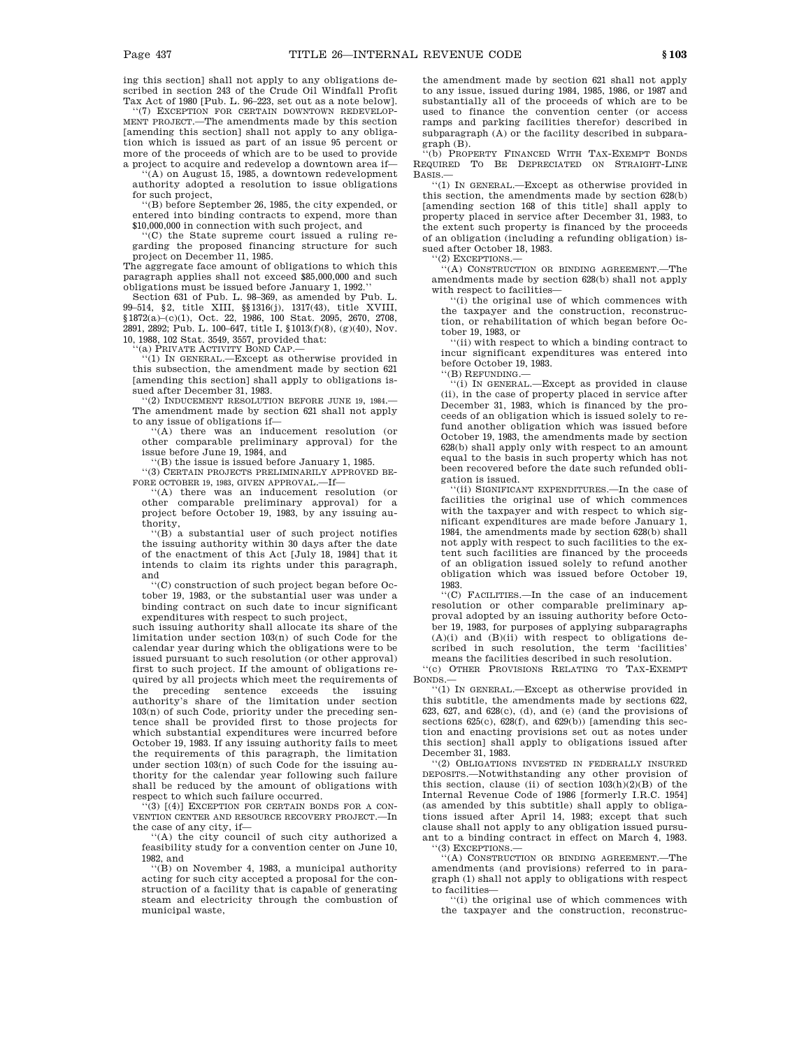ing this section] shall not apply to any obligations described in section 243 of the Crude Oil Windfall Profit Tax Act of 1980 [Pub. L. 96–223, set out as a note below].

''(7) EXCEPTION FOR CERTAIN DOWNTOWN REDEVELOPMENT PROJECT.—The amendments made by this section [amending this section] shall not apply to any obligation which is issued as part of an issue 95 percent or more of the proceeds of which are to be used to provide a project to acquire and redevelop a downtown area if—

''(A) on August 15, 1985, a downtown redevelopment authority adopted a resolution to issue obligations for such project,

''(B) before September 26, 1985, the city expended, or entered into binding contracts to expend, more than $10,000,000 in connection with such project, and

''(C) the State supreme court issued a ruling regarding the proposed financing structure for such project on December 11, 1985.

The aggregate face amount of obligations to which this paragraph applies shall not exceed $85,000,000 and such obligations must be issued before January 1, 1992.''

Section 631 of Pub. L. 98–369, as amended by Pub. L. 99–514, §2, title XIII, §§1316(j), 1317(43), title XVIII, §1872(a)–(c)(1), Oct. 22, 1986, 100 Stat. 2095, 2670, 2708, 2891, 2892; Pub. L. 100–647, title I, §1013(f)(8), (g)(40), Nov. 10, 1988, 102 Stat. 3549, 3557, provided that:

''(a) PRIVATE ACTIVITY BOND CAP.—

''(1) IN GENERAL.—Except as otherwise provided in this subsection, the amendment made by section 621 [amending this section] shall apply to obligations issued after December 31, 1983.

''(2) INDUCEMENT RESOLUTION BEFORE JUNE 19, 1984.—The amendment made by section 621 shall not apply to any issue of obligations if—

''(A) there was an inducement resolution (or other comparable preliminary approval) for the issue before June 19, 1984, and

''(B) the issue is issued before January 1, 1985.

''(3) CERTAIN PROJECTS PRELIMINARILY APPROVED BEFORE OCTOBER 19, 1983, GIVEN APPROVAL.—If—

''(A) there was an inducement resolution (or other comparable preliminary approval) for a project before October 19, 1983, by any issuing authority,

''(B) a substantial user of such project notifies the issuing authority within 30 days after the date of the enactment of this Act [July 18, 1984] that it intends to claim its rights under this paragraph, and

''(C) construction of such project began before October 19, 1983, or the substantial user was under a binding contract on such date to incur significant expenditures with respect to such project,

such issuing authority shall allocate its share of the limitation under section 103(n) of such Code for the calendar year during which the obligations were to be issued pursuant to such resolution (or other approval) first to such project. If the amount of obligations required by all projects which meet the requirements of the preceding sentence exceeds the issuing authority's share of the limitation under section 103(n) of such Code, priority under the preceding sentence shall be provided first to those projects for which substantial expenditures were incurred before October 19, 1983. If any issuing authority fails to meet the requirements of this paragraph, the limitation under section 103(n) of such Code for the issuing authority for the calendar year following such failure shall be reduced by the amount of obligations with respect to which such failure occurred.

''(3) [(4)] EXCEPTION FOR CERTAIN BONDS FOR A CONVENTION CENTER AND RESOURCE RECOVERY PROJECT.—In the case of any city, if—

''(A) the city council of such city authorized a feasibility study for a convention center on June 10, 1982, and

''(B) on November 4, 1983, a municipal authority acting for such city accepted a proposal for the construction of a facility that is capable of generating steam and electricity through the combustion of municipal waste,

the amendment made by section 621 shall not apply to any issue, issued during 1984, 1985, 1986, or 1987 and substantially all of the proceeds of which are to be used to finance the convention center (or access ramps and parking facilities therefor) described in subparagraph (A) or the facility described in subparagraph (B).

''(b) PROPERTY FINANCED WITH TAX-EXEMPT BONDS REQUIRED TO BE DEPRECIATED ON STRAIGHT-LINE BASIS.—

''(1) IN GENERAL.—Except as otherwise provided in this section, the amendments made by section 628(b) [amending section 168 of this title] shall apply to property placed in service after December 31, 1983, to the extent such property is financed by the proceeds of an obligation (including a refunding obligation) issued after October 18, 1983.

''(2) EXCEPTIONS.—

''(A) CONSTRUCTION OR BINDING AGREEMENT.—The amendments made by section 628(b) shall not apply with respect to facilities—

''(i) the original use of which commences with the taxpayer and the construction, reconstruction, or rehabilitation of which began before October 19, 1983, or

''(ii) with respect to which a binding contract to incur significant expenditures was entered into before October 19, 1983.

''(B) REFUNDING.—

''(i) IN GENERAL.—Except as provided in clause (ii), in the case of property placed in service after December 31, 1983, which is financed by the proceeds of an obligation which is issued solely to refund another obligation which was issued before October 19, 1983, the amendments made by section 628(b) shall apply only with respect to an amount equal to the basis in such property which has not been recovered before the date such refunded obligation is issued.

''(ii) SIGNIFICANT EXPENDITURES.—In the case of facilities the original use of which commences with the taxpayer and with respect to which significant expenditures are made before January 1, 1984, the amendments made by section 628(b) shall not apply with respect to such facilities to the extent such facilities are financed by the proceeds of an obligation issued solely to refund another obligation which was issued before October 19, 1983.

''(C) FACILITIES.—In the case of an inducement resolution or other comparable preliminary approval adopted by an issuing authority before October 19, 1983, for purposes of applying subparagraphs (A)(i) and (B)(ii) with respect to obligations described in such resolution, the term 'facilities' means the facilities described in such resolution.

''(c) OTHER PROVISIONS RELATING TO TAX-EXEMPT BONDS.—

''(1) IN GENERAL.—Except as otherwise provided in this subtitle, the amendments made by sections 622, 623, 627, and 628(c), (d), and (e) (and the provisions of sections 625(c), 628(f), and 629(b)) [amending this section and enacting provisions set out as notes under this section] shall apply to obligations issued after December 31, 1983.

''(2) OBLIGATIONS INVESTED IN FEDERALLY INSURED DEPOSITS.—Notwithstanding any other provision of this section, clause (ii) of section 103(h)(2)(B) of the Internal Revenue Code of 1986 [formerly I.R.C. 1954] (as amended by this subtitle) shall apply to obligations issued after April 14, 1983; except that such clause shall not apply to any obligation issued pursuant to a binding contract in effect on March 4, 1983.

''(3) EXCEPTIONS.—

''(A) CONSTRUCTION OR BINDING AGREEMENT.—The amendments (and provisions) referred to in paragraph (1) shall not apply to obligations with respect to facilities—

''(i) the original use of which commences with the taxpayer and the construction, reconstruc-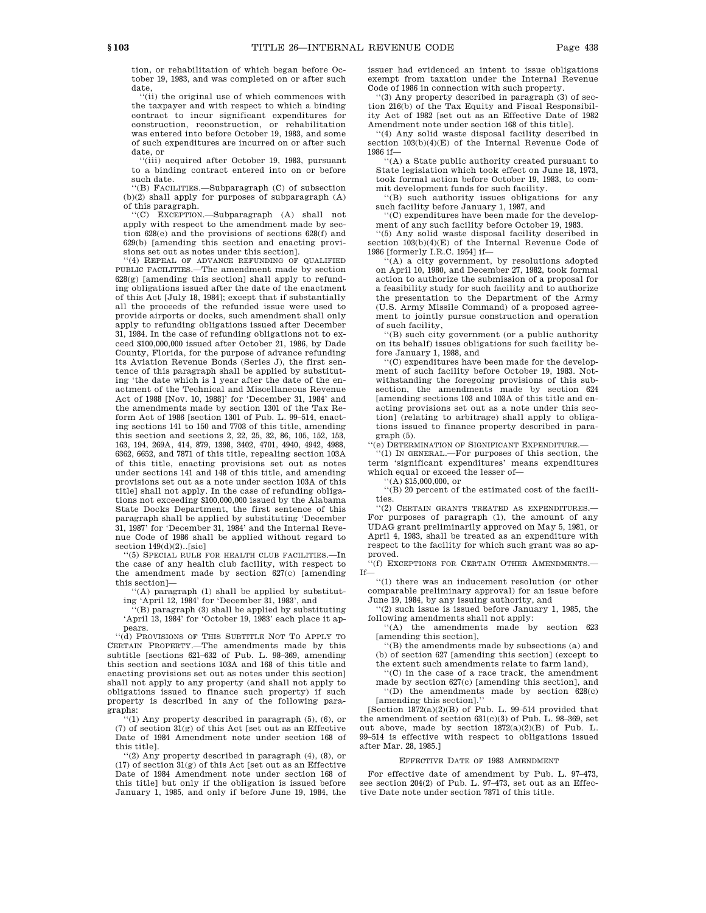tion, or rehabilitation of which began before October 19, 1983, and was completed on or after such date,

''(ii) the original use of which commences with the taxpayer and with respect to which a binding contract to incur significant expenditures for construction, reconstruction, or rehabilitation was entered into before October 19, 1983, and some of such expenditures are incurred on or after such date, or

''(iii) acquired after October 19, 1983, pursuant to a binding contract entered into on or before such date.

''(B) FACILITIES.—Subparagraph (C) of subsection (b)(2) shall apply for purposes of subparagraph (A) of this paragraph.

''(C) EXCEPTION.—Subparagraph (A) shall not apply with respect to the amendment made by section 628(e) and the provisions of sections 628(f) and 629(b) [amending this section and enacting provisions set out as notes under this section].

''(4) REPEAL OF ADVANCE REFUNDING OF QUALIFIED PUBLIC FACILITIES.—The amendment made by section 628(g) [amending this section] shall apply to refunding obligations issued after the date of the enactment of this Act [July 18, 1984]; except that if substantially all the proceeds of the refunded issue were used to provide airports or docks, such amendment shall only apply to refunding obligations issued after December 31, 1984. In the case of refunding obligations not to exceed $100,000,000 issued after October 21, 1986, by Dade County, Florida, for the purpose of advance refunding its Aviation Revenue Bonds (Series J), the first sentence of this paragraph shall be applied by substituting 'the date which is 1 year after the date of the enactment of the Technical and Miscellaneous Revenue Act of 1988 [Nov. 10, 1988]' for 'December 31, 1984' and the amendments made by section 1301 of the Tax Reform Act of 1986 [section 1301 of Pub. L. 99–514, enacting sections 141 to 150 and 7703 of this title, amending this section and sections 2, 22, 25, 32, 86, 105, 152, 153, 163, 194, 269A, 414, 879, 1398, 3402, 4701, 4940, 4942, 4988, 6362, 6652, and 7871 of this title, repealing section 103A of this title, enacting provisions set out as notes under sections 141 and 148 of this title, and amending provisions set out as a note under section 103A of this title] shall not apply. In the case of refunding obligations not exceeding $100,000,000 issued by the Alabama State Docks Department, the first sentence of this paragraph shall be applied by substituting 'December 31, 1987' for 'December 31, 1984' and the Internal Revenue Code of 1986 shall be applied without regard to section 149(d)(2)..[sic]

''(5) SPECIAL RULE FOR HEALTH CLUB FACILITIES.—In the case of any health club facility, with respect to the amendment made by section 627(c) [amending this section]—

''(A) paragraph (1) shall be applied by substituting 'April 12, 1984' for 'December 31, 1983', and

''(B) paragraph (3) shall be applied by substituting 'April 13, 1984' for 'October 19, 1983' each place it appears.

''(d) PROVISIONS OF THIS SUBTITLE NOT TO APPLY TO CERTAIN PROPERTY.—The amendments made by this subtitle [sections 621–632 of Pub. L. 98–369, amending this section and sections 103A and 168 of this title and enacting provisions set out as notes under this section] shall not apply to any property (and shall not apply to obligations issued to finance such property) if such property is described in any of the following paragraphs:

''(1) Any property described in paragraph (5), (6), or (7) of section 31(g) of this Act [set out as an Effective Date of 1984 Amendment note under section 168 of this title].

''(2) Any property described in paragraph (4), (8), or (17) of section 31(g) of this Act [set out as an Effective Date of 1984 Amendment note under section 168 of this title] but only if the obligation is issued before January 1, 1985, and only if before June 19, 1984, the issuer had evidenced an intent to issue obligations exempt from taxation under the Internal Revenue Code of 1986 in connection with such property.

''(3) Any property described in paragraph (3) of section 216(b) of the Tax Equity and Fiscal Responsibility Act of 1982 [set out as an Effective Date of 1982 Amendment note under section 168 of this title].

''(4) Any solid waste disposal facility described in section 103(b)(4)(E) of the Internal Revenue Code of 1986 if—

''(A) a State public authority created pursuant to State legislation which took effect on June 18, 1973, took formal action before October 19, 1983, to commit development funds for such facility,

''(B) such authority issues obligations for any such facility before January 1, 1987, and

''(C) expenditures have been made for the development of any such facility before October 19, 1983.

''(5) Any solid waste disposal facility described in section 103(b)(4)(E) of the Internal Revenue Code of 1986 [formerly I.R.C. 1954] if—

''(A) a city government, by resolutions adopted on April 10, 1980, and December 27, 1982, took formal action to authorize the submission of a proposal for a feasibility study for such facility and to authorize the presentation to the Department of the Army (U.S. Army Missile Command) of a proposed agreement to jointly pursue construction and operation of such facility,

''(B) such city government (or a public authority on its behalf) issues obligations for such facility before January 1, 1988, and

''(C) expenditures have been made for the development of such facility before October 19, 1983. Notwithstanding the foregoing provisions of this subsection, the amendments made by section 624 [amending sections 103 and 103A of this title and enacting provisions set out as a note under this section] (relating to arbitrage) shall apply to obligations issued to finance property described in paragraph (5).

''(e) DETERMINATION OF SIGNIFICANT EXPENDITURE.—

''(1) IN GENERAL.—For purposes of this section, the term 'significant expenditures' means expenditures which equal or exceed the lesser of—

''(A) $15,000,000, or

''(B) 20 percent of the estimated cost of the facilities.

''(2) CERTAIN GRANTS TREATED AS EXPENDITURES.—For purposes of paragraph (1), the amount of any UDAG grant preliminarily approved on May 5, 1981, or April 4, 1983, shall be treated as an expenditure with respect to the facility for which such grant was so approved.

''(f) EXCEPTIONS FOR CERTAIN OTHER AMENDMENTS.—If—

''(1) there was an inducement resolution (or other comparable preliminary approval) for an issue before June 19, 1984, by any issuing authority, and

''(2) such issue is issued before January 1, 1985, the following amendments shall not apply:

''(A) the amendments made by section 623 [amending this section],

''(B) the amendments made by subsections (a) and (b) of section 627 [amending this section] (except to the extent such amendments relate to farm land),

''(C) in the case of a race track, the amendment made by section 627(c) [amending this section], and

''(D) the amendments made by section 628(c) [amending this section].''

[Section 1872(a)(2)(B) of Pub. L. 99–514 provided that the amendment of section 631(c)(3) of Pub. L. 98–369, set out above, made by section 1872(a)(2)(B) of Pub. L. 99–514 is effective with respect to obligations issued after Mar. 28, 1985.]

EFFECTIVE DATE OF 1983 AMENDMENT

For effective date of amendment by Pub. L. 97–473, see section 204(2) of Pub. L. 97–473, set out as an Effective Date note under section 7871 of this title.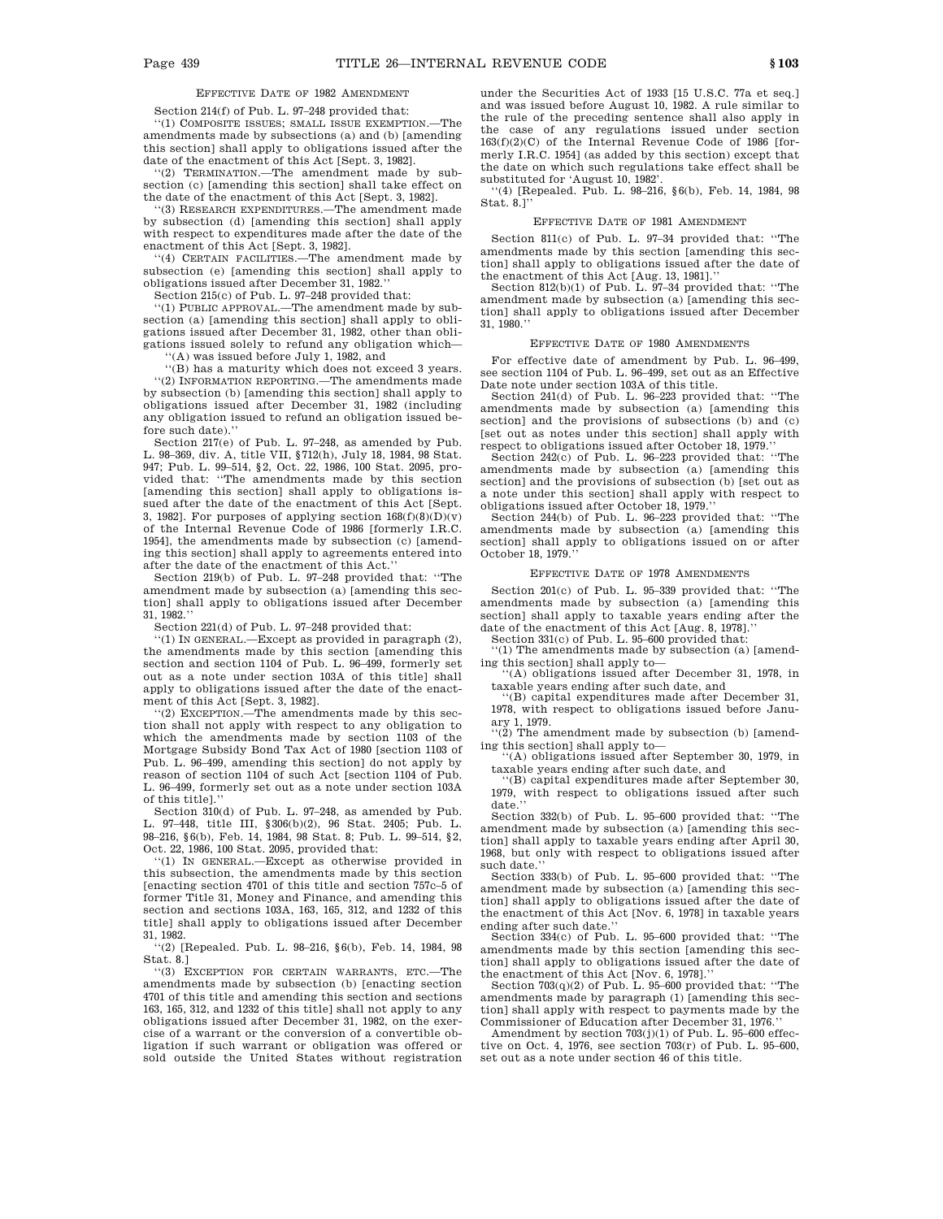### EFFECTIVE DATE OF 1982 AMENDMENT

Section 214(f) of Pub. L. 97–248 provided that:

''(1) COMPOSITE ISSUES; SMALL ISSUE EXEMPTION.—The amendments made by subsections (a) and (b) [amending this section] shall apply to obligations issued after the date of the enactment of this Act [Sept. 3, 1982].

''(2) TERMINATION.—The amendment made by subsection (c) [amending this section] shall take effect on the date of the enactment of this Act [Sept. 3, 1982].

''(3) RESEARCH EXPENDITURES.—The amendment made by subsection (d) [amending this section] shall apply with respect to expenditures made after the date of the enactment of this Act [Sept. 3, 1982].

''(4) CERTAIN FACILITIES.—The amendment made by subsection (e) [amending this section] shall apply to obligations issued after December 31, 1982.''

Section 215(c) of Pub. L. 97–248 provided that:

''(1) PUBLIC APPROVAL.—The amendment made by subsection (a) [amending this section] shall apply to obligations issued after December 31, 1982, other than obligations issued solely to refund any obligation which—

''(A) was issued before July 1, 1982, and

''(B) has a maturity which does not exceed 3 years.

''(2) INFORMATION REPORTING.—The amendments made by subsection (b) [amending this section] shall apply to obligations issued after December 31, 1982 (including any obligation issued to refund an obligation issued before such date).''

Section 217(e) of Pub. L. 97–248, as amended by Pub. L. 98–369, div. A, title VII, §712(h), July 18, 1984, 98 Stat. 947; Pub. L. 99–514, §2, Oct. 22, 1986, 100 Stat. 2095, provided that: ''The amendments made by this section [amending this section] shall apply to obligations issued after the date of the enactment of this Act [Sept. 3, 1982]. For purposes of applying section 168(f)(8)(D)(v) of the Internal Revenue Code of 1986 [formerly I.R.C. 1954], the amendments made by subsection (c) [amending this section] shall apply to agreements entered into after the date of the enactment of this Act.''

Section 219(b) of Pub. L. 97–248 provided that: ''The amendment made by subsection (a) [amending this section] shall apply to obligations issued after December 31, 1982.''

Section 221(d) of Pub. L. 97–248 provided that:

''(1) IN GENERAL.—Except as provided in paragraph (2), the amendments made by this section [amending this section and section 1104 of Pub. L. 96–499, formerly set out as a note under section 103A of this title] shall apply to obligations issued after the date of the enactment of this Act [Sept. 3, 1982].

''(2) EXCEPTION.—The amendments made by this section shall not apply with respect to any obligation to which the amendments made by section 1103 of the Mortgage Subsidy Bond Tax Act of 1980 [section 1103 of Pub. L. 96–499, amending this section] do not apply by reason of section 1104 of such Act [section 1104 of Pub. L. 96–499, formerly set out as a note under section 103A of this title].''

Section 310(d) of Pub. L. 97–248, as amended by Pub. L. 97–448, title III, §306(b)(2), 96 Stat. 2405; Pub. L. 98–216, §6(b), Feb. 14, 1984, 98 Stat. 8; Pub. L. 99–514, §2, Oct. 22, 1986, 100 Stat. 2095, provided that:

''(1) IN GENERAL.—Except as otherwise provided in this subsection, the amendments made by this section [enacting section 4701 of this title and section 757c–5 of former Title 31, Money and Finance, and amending this section and sections 103A, 163, 165, 312, and 1232 of this title] shall apply to obligations issued after December 31, 1982.

''(2) [Repealed. Pub. L. 98–216, §6(b), Feb. 14, 1984, 98 Stat. 8.]

''(3) EXCEPTION FOR CERTAIN WARRANTS, ETC.—The amendments made by subsection (b) [enacting section 4701 of this title and amending this section and sections 163, 165, 312, and 1232 of this title] shall not apply to any obligations issued after December 31, 1982, on the exercise of a warrant or the conversion of a convertible obligation if such warrant or obligation was offered or sold outside the United States without registration under the Securities Act of 1933 [15 U.S.C. 77a et seq.] and was issued before August 10, 1982. A rule similar to the rule of the preceding sentence shall also apply in the case of any regulations issued under section 163(f)(2)(C) of the Internal Revenue Code of 1986 [formerly I.R.C. 1954] (as added by this section) except that the date on which such regulations take effect shall be substituted for 'August 10, 1982'.

''(4) [Repealed. Pub. L. 98–216, §6(b), Feb. 14, 1984, 98 Stat. 8.]''

### EFFECTIVE DATE OF 1981 AMENDMENT

Section 811(c) of Pub. L. 97–34 provided that: ''The amendments made by this section [amending this section] shall apply to obligations issued after the date of the enactment of this Act [Aug. 13, 1981].''

Section 812(b)(1) of Pub. L. 97–34 provided that: ''The amendment made by subsection (a) [amending this section] shall apply to obligations issued after December 31, 1980.''

### EFFECTIVE DATE OF 1980 AMENDMENTS

For effective date of amendment by Pub. L. 96–499, see section 1104 of Pub. L. 96–499, set out as an Effective Date note under section 103A of this title.

Section 241(d) of Pub. L. 96–223 provided that: ''The amendments made by subsection (a) [amending this section] and the provisions of subsections (b) and (c) [set out as notes under this section] shall apply with respect to obligations issued after October 18, 1979.''

Section 242(c) of Pub. L. 96–223 provided that: ''The amendments made by subsection (a) [amending this section] and the provisions of subsection (b) [set out as a note under this section] shall apply with respect to obligations issued after October 18, 1979.''

Section 244(b) of Pub. L. 96–223 provided that: ''The amendments made by subsection (a) [amending this section] shall apply to obligations issued on or after October 18, 1979.''

### EFFECTIVE DATE OF 1978 AMENDMENTS

Section 201(c) of Pub. L. 95–339 provided that: ''The amendments made by subsection (a) [amending this section] shall apply to taxable years ending after the date of the enactment of this Act [Aug. 8, 1978].''

Section 331(c) of Pub. L. 95–600 provided that:

''(1) The amendments made by subsection (a) [amending this section] shall apply to—

''(A) obligations issued after December 31, 1978, in taxable years ending after such date, and

''(B) capital expenditures made after December 31, 1978, with respect to obligations issued before January 1, 1979.

''(2) The amendment made by subsection (b) [amending this section] shall apply to—

''(A) obligations issued after September 30, 1979, in taxable years ending after such date, and

''(B) capital expenditures made after September 30, 1979, with respect to obligations issued after such date.''

Section 332(b) of Pub. L. 95–600 provided that: ''The amendment made by subsection (a) [amending this section] shall apply to taxable years ending after April 30, 1968, but only with respect to obligations issued after such date.''

Section 333(b) of Pub. L. 95–600 provided that: ''The amendment made by subsection (a) [amending this section] shall apply to obligations issued after the date of the enactment of this Act [Nov. 6, 1978] in taxable years ending after such date.''

Section 334(c) of Pub. L. 95–600 provided that: ''The amendments made by this section [amending this section] shall apply to obligations issued after the date of the enactment of this Act [Nov. 6, 1978].''

Section 703(q)(2) of Pub. L. 95–600 provided that: ''The amendments made by paragraph (1) [amending this section] shall apply with respect to payments made by the Commissioner of Education after December 31, 1976.''

Amendment by section 703(j)(1) of Pub. L. 95–600 effective on Oct. 4, 1976, see section 703(r) of Pub. L. 95–600, set out as a note under section 46 of this title.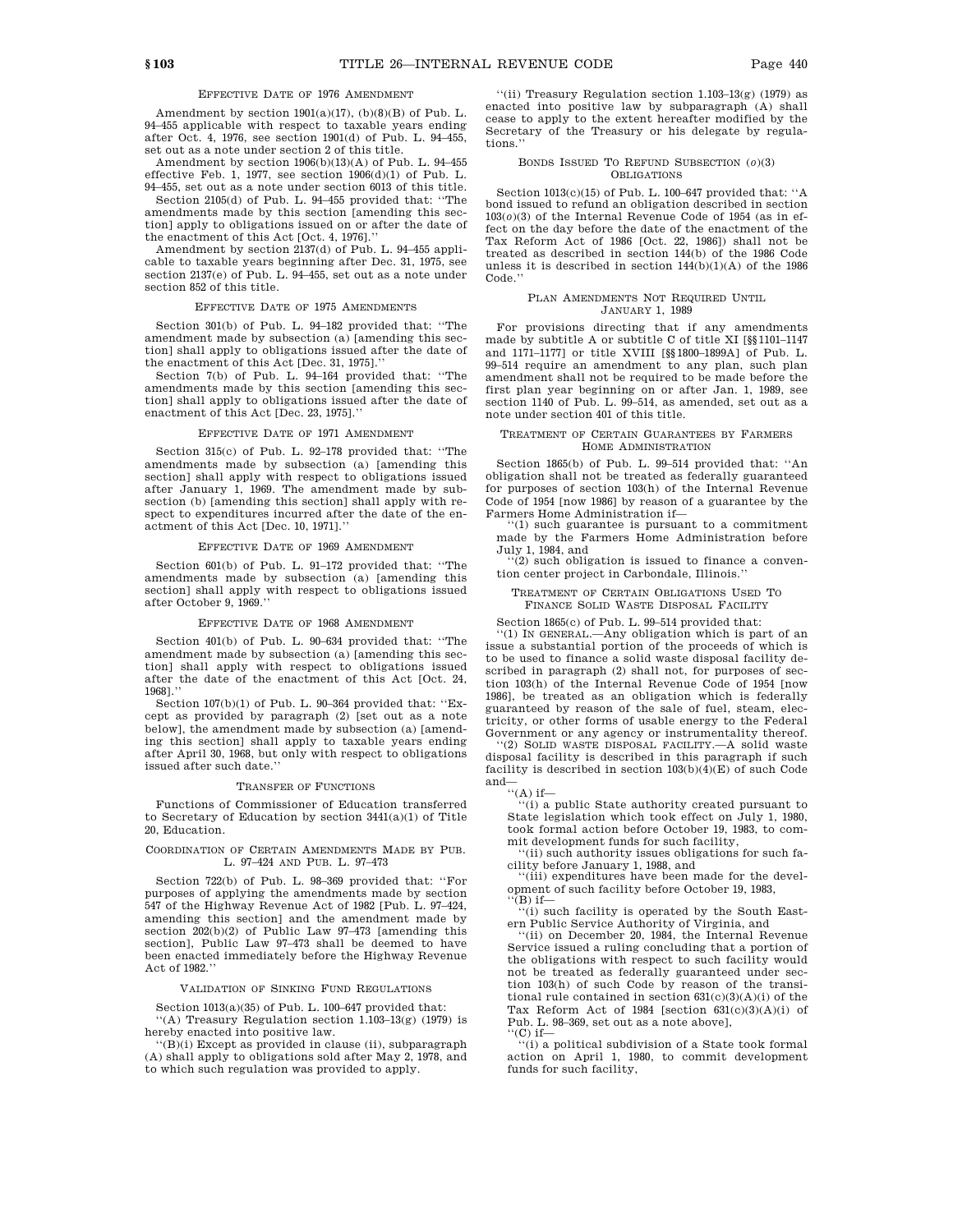EFFECTIVE DATE OF 1976 AMENDMENT

Amendment by section 1901(a)(17), (b)(8)(B) of Pub. L. 94–455 applicable with respect to taxable years ending after Oct. 4, 1976, see section 1901(d) of Pub. L. 94–455, set out as a note under section 2 of this title.

Amendment by section 1906(b)(13)(A) of Pub. L. 94–455 effective Feb. 1, 1977, see section 1906(d)(1) of Pub. L. 94–455, set out as a note under section 6013 of this title.

Section 2105(d) of Pub. L. 94–455 provided that: ''The amendments made by this section [amending this section] apply to obligations issued on or after the date of the enactment of this Act [Oct. 4, 1976].''

Amendment by section 2137(d) of Pub. L. 94–455 applicable to taxable years beginning after Dec. 31, 1975, see section 2137(e) of Pub. L. 94–455, set out as a note under section 852 of this title.

EFFECTIVE DATE OF 1975 AMENDMENTS

Section 301(b) of Pub. L. 94–182 provided that: ''The amendment made by subsection (a) [amending this section] shall apply to obligations issued after the date of the enactment of this Act [Dec. 31, 1975].''

Section 7(b) of Pub. L. 94–164 provided that: ''The amendments made by this section [amending this section] shall apply to obligations issued after the date of enactment of this Act [Dec. 23, 1975].''

EFFECTIVE DATE OF 1971 AMENDMENT

Section 315(c) of Pub. L. 92–178 provided that: ''The amendments made by subsection (a) [amending this section] shall apply with respect to obligations issued after January 1, 1969. The amendment made by subsection (b) [amending this section] shall apply with respect to expenditures incurred after the date of the enactment of this Act [Dec. 10, 1971].''

EFFECTIVE DATE OF 1969 AMENDMENT

Section 601(b) of Pub. L. 91–172 provided that: ''The amendments made by subsection (a) [amending this section] shall apply with respect to obligations issued after October 9, 1969.''

EFFECTIVE DATE OF 1968 AMENDMENT

Section 401(b) of Pub. L. 90–634 provided that: ''The amendment made by subsection (a) [amending this section] shall apply with respect to obligations issued after the date of the enactment of this Act [Oct. 24, 1968].''

Section 107(b)(1) of Pub. L. 90–364 provided that: ''Except as provided by paragraph (2) [set out as a note below], the amendment made by subsection (a) [amending this section] shall apply to taxable years ending after April 30, 1968, but only with respect to obligations issued after such date.''

TRANSFER OF FUNCTIONS

Functions of Commissioner of Education transferred to Secretary of Education by section 3441(a)(1) of Title 20, Education.

COORDINATION OF CERTAIN AMENDMENTS MADE BY PUB. L. 97–424 AND PUB. L. 97–473

Section 722(b) of Pub. L. 98–369 provided that: ''For purposes of applying the amendments made by section 547 of the Highway Revenue Act of 1982 [Pub. L. 97–424, amending this section] and the amendment made by section 202(b)(2) of Public Law 97–473 [amending this section], Public Law 97–473 shall be deemed to have been enacted immediately before the Highway Revenue Act of 1982.''

VALIDATION OF SINKING FUND REGULATIONS

Section 1013(a)(35) of Pub. L. 100–647 provided that:

''(A) Treasury Regulation section 1.103–13(g) (1979) is hereby enacted into positive law.

''(B)(i) Except as provided in clause (ii), subparagraph (A) shall apply to obligations sold after May 2, 1978, and to which such regulation was provided to apply.

''(ii) Treasury Regulation section 1.103–13(g) (1979) as enacted into positive law by subparagraph (A) shall cease to apply to the extent hereafter modified by the Secretary of the Treasury or his delegate by regulations.''

BONDS ISSUED TO REFUND SUBSECTION (*o*)(3) OBLIGATIONS

Section 1013(c)(15) of Pub. L. 100–647 provided that: ''A bond issued to refund an obligation described in section 103(*o*)(3) of the Internal Revenue Code of 1954 (as in effect on the day before the date of the enactment of the Tax Reform Act of 1986 [Oct. 22, 1986]) shall not be treated as described in section 144(b) of the 1986 Code unless it is described in section 144(b)(1)(A) of the 1986 Code.''

PLAN AMENDMENTS NOT REQUIRED UNTIL JANUARY 1, 1989

For provisions directing that if any amendments made by subtitle A or subtitle C of title XI [§§1101–1147 and 1171–1177] or title XVIII [§§1800–1899A] of Pub. L. 99–514 require an amendment to any plan, such plan amendment shall not be required to be made before the first plan year beginning on or after Jan. 1, 1989, see section 1140 of Pub. L. 99–514, as amended, set out as a note under section 401 of this title.

TREATMENT OF CERTAIN GUARANTEES BY FARMERS HOME ADMINISTRATION

Section 1865(b) of Pub. L. 99–514 provided that: ''An obligation shall not be treated as federally guaranteed for purposes of section 103(h) of the Internal Revenue Code of 1954 [now 1986] by reason of a guarantee by the Farmers Home Administration if—

''(1) such guarantee is pursuant to a commitment made by the Farmers Home Administration before July 1, 1984, and

''(2) such obligation is issued to finance a convention center project in Carbondale, Illinois.''

TREATMENT OF CERTAIN OBLIGATIONS USED TO FINANCE SOLID WASTE DISPOSAL FACILITY

Section 1865(c) of Pub. L. 99–514 provided that:

''(1) IN GENERAL.—Any obligation which is part of an issue a substantial portion of the proceeds of which is to be used to finance a solid waste disposal facility described in paragraph (2) shall not, for purposes of section 103(h) of the Internal Revenue Code of 1954 [now 1986], be treated as an obligation which is federally guaranteed by reason of the sale of fuel, steam, electricity, or other forms of usable energy to the Federal Government or any agency or instrumentality thereof.

''(2) SOLID WASTE DISPOSAL FACILITY.—A solid waste disposal facility is described in this paragraph if such facility is described in section 103(b)(4)(E) of such Code and—

''(A) if—

''(i) a public State authority created pursuant to State legislation which took effect on July 1, 1980, took formal action before October 19, 1983, to commit development funds for such facility,

''(ii) such authority issues obligations for such facility before January 1, 1988, and

''(iii) expenditures have been made for the development of such facility before October 19, 1983,

''(B) if—

''(i) such facility is operated by the South Eastern Public Service Authority of Virginia, and

''(ii) on December 20, 1984, the Internal Revenue Service issued a ruling concluding that a portion of the obligations with respect to such facility would not be treated as federally guaranteed under section 103(h) of such Code by reason of the transitional rule contained in section 631(c)(3)(A)(i) of the Tax Reform Act of 1984 [section 631(c)(3)(A)(i) of Pub. L. 98–369, set out as a note above],

''(C) if—

''(i) a political subdivision of a State took formal action on April 1, 1980, to commit development funds for such facility,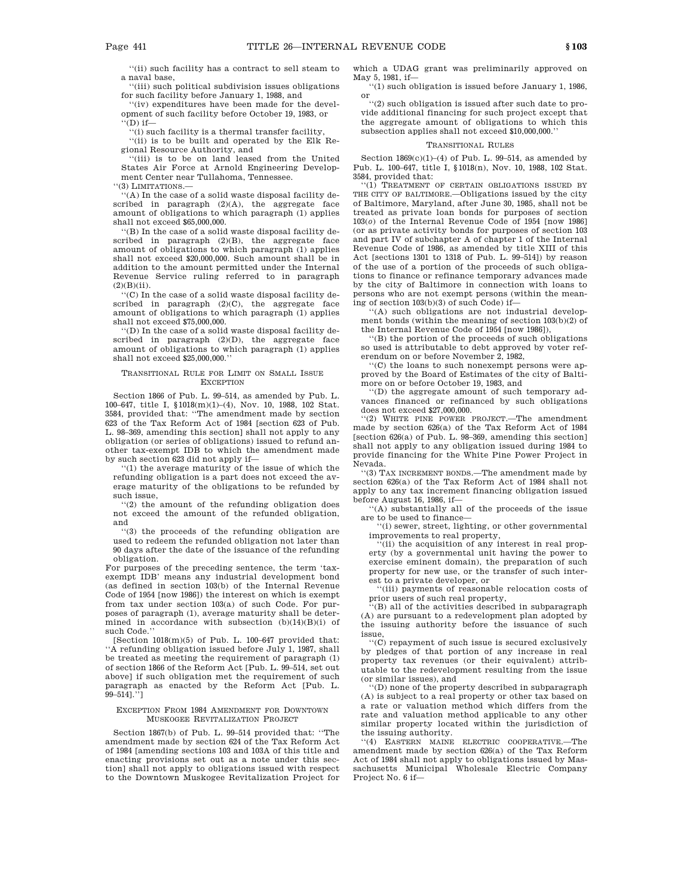''(ii) such facility has a contract to sell steam to a naval base,

''(iii) such political subdivision issues obligations for such facility before January 1, 1988, and

''(iv) expenditures have been made for the development of such facility before October 19, 1983, or

''(D) if—

''(i) such facility is a thermal transfer facility,

''(ii) is to be built and operated by the Elk Regional Resource Authority, and

''(iii) is to be on land leased from the United States Air Force at Arnold Engineering Development Center near Tullahoma, Tennessee.

''(3) LIMITATIONS.—

''(A) In the case of a solid waste disposal facility described in paragraph (2)(A), the aggregate face amount of obligations to which paragraph (1) applies shall not exceed $65,000,000.

''(B) In the case of a solid waste disposal facility described in paragraph (2)(B), the aggregate face amount of obligations to which paragraph (1) applies shall not exceed $20,000,000. Such amount shall be in addition to the amount permitted under the Internal Revenue Service ruling referred to in paragraph (2)(B)(ii).

''(C) In the case of a solid waste disposal facility described in paragraph (2)(C), the aggregate face amount of obligations to which paragraph (1) applies shall not exceed $75,000,000.

''(D) In the case of a solid waste disposal facility described in paragraph (2)(D), the aggregate face amount of obligations to which paragraph (1) applies shall not exceed $25,000,000.''

### TRANSITIONAL RULE FOR LIMIT ON SMALL ISSUE EXCEPTION

Section 1866 of Pub. L. 99–514, as amended by Pub. L. 100–647, title I, §1018(m)(1)–(4), Nov. 10, 1988, 102 Stat. 3584, provided that: ''The amendment made by section 623 of the Tax Reform Act of 1984 [section 623 of Pub. L. 98–369, amending this section] shall not apply to any obligation (or series of obligations) issued to refund another tax-exempt IDB to which the amendment made by such section 623 did not apply if—

''(1) the average maturity of the issue of which the refunding obligation is a part does not exceed the average maturity of the obligations to be refunded by such issue,

''(2) the amount of the refunding obligation does not exceed the amount of the refunded obligation, and

''(3) the proceeds of the refunding obligation are used to redeem the refunded obligation not later than 90 days after the date of the issuance of the refunding obligation.

For purposes of the preceding sentence, the term 'tax-exempt IDB' means any industrial development bond (as defined in section 103(b) of the Internal Revenue Code of 1954 [now 1986]) the interest on which is exempt from tax under section 103(a) of such Code. For purposes of paragraph (1), average maturity shall be determined in accordance with subsection (b)(14)(B)(i) of such Code.''

[Section 1018(m)(5) of Pub. L. 100–647 provided that: ''A refunding obligation issued before July 1, 1987, shall be treated as meeting the requirement of paragraph (1) of section 1866 of the Reform Act [Pub. L. 99–514, set out above] if such obligation met the requirement of such paragraph as enacted by the Reform Act [Pub. L. 99–514].'']

### EXCEPTION FROM 1984 AMENDMENT FOR DOWNTOWN MUSKOGEE REVITALIZATION PROJECT

Section 1867(b) of Pub. L. 99–514 provided that: ''The amendment made by section 624 of the Tax Reform Act of 1984 [amending sections 103 and 103A of this title and enacting provisions set out as a note under this section] shall not apply to obligations issued with respect to the Downtown Muskogee Revitalization Project for which a UDAG grant was preliminarily approved on May 5, 1981, if—

''(1) such obligation is issued before January 1, 1986, or

''(2) such obligation is issued after such date to provide additional financing for such project except that the aggregate amount of obligations to which this subsection applies shall not exceed $10,000,000.''

### TRANSITIONAL RULES

Section 1869(c)(1)–(4) of Pub. L. 99–514, as amended by Pub. L. 100–647, title I, §1018(n), Nov. 10, 1988, 102 Stat. 3584, provided that:

''(1) TREATMENT OF CERTAIN OBLIGATIONS ISSUED BY THE CITY OF BALTIMORE.—Obligations issued by the city of Baltimore, Maryland, after June 30, 1985, shall not be treated as private loan bonds for purposes of section 103(*o*) of the Internal Revenue Code of 1954 [now 1986] (or as private activity bonds for purposes of section 103 and part IV of subchapter A of chapter 1 of the Internal Revenue Code of 1986, as amended by title XIII of this Act [sections 1301 to 1318 of Pub. L. 99–514]) by reason of the use of a portion of the proceeds of such obligations to finance or refinance temporary advances made by the city of Baltimore in connection with loans to persons who are not exempt persons (within the meaning of section 103(b)(3) of such Code) if—

''(A) such obligations are not industrial development bonds (within the meaning of section 103(b)(2) of the Internal Revenue Code of 1954 [now 1986]),

''(B) the portion of the proceeds of such obligations so used is attributable to debt approved by voter referendum on or before November 2, 1982,

''(C) the loans to such nonexempt persons were approved by the Board of Estimates of the city of Baltimore on or before October 19, 1983, and

''(D) the aggregate amount of such temporary advances financed or refinanced by such obligations does not exceed $27,000,000.

''(2) WHITE PINE POWER PROJECT.—The amendment made by section 626(a) of the Tax Reform Act of 1984 [section 626(a) of Pub. L. 98–369, amending this section] shall not apply to any obligation issued during 1984 to provide financing for the White Pine Power Project in Nevada.

''(3) TAX INCREMENT BONDS.—The amendment made by section 626(a) of the Tax Reform Act of 1984 shall not apply to any tax increment financing obligation issued before August 16, 1986, if—

''(A) substantially all of the proceeds of the issue are to be used to finance—

''(i) sewer, street, lighting, or other governmental improvements to real property,

''(ii) the acquisition of any interest in real property (by a governmental unit having the power to exercise eminent domain), the preparation of such property for new use, or the transfer of such interest to a private developer, or

''(iii) payments of reasonable relocation costs of prior users of such real property,

''(B) all of the activities described in subparagraph (A) are pursuant to a redevelopment plan adopted by the issuing authority before the issuance of such issue,

''(C) repayment of such issue is secured exclusively by pledges of that portion of any increase in real property tax revenues (or their equivalent) attributable to the redevelopment resulting from the issue (or similar issues), and

''(D) none of the property described in subparagraph (A) is subject to a real property or other tax based on a rate or valuation method which differs from the rate and valuation method applicable to any other similar property located within the jurisdiction of the issuing authority.

''(4) EASTERN MAINE ELECTRIC COOPERATIVE.—The amendment made by section 626(a) of the Tax Reform Act of 1984 shall not apply to obligations issued by Massachusetts Municipal Wholesale Electric Company Project No. 6 if—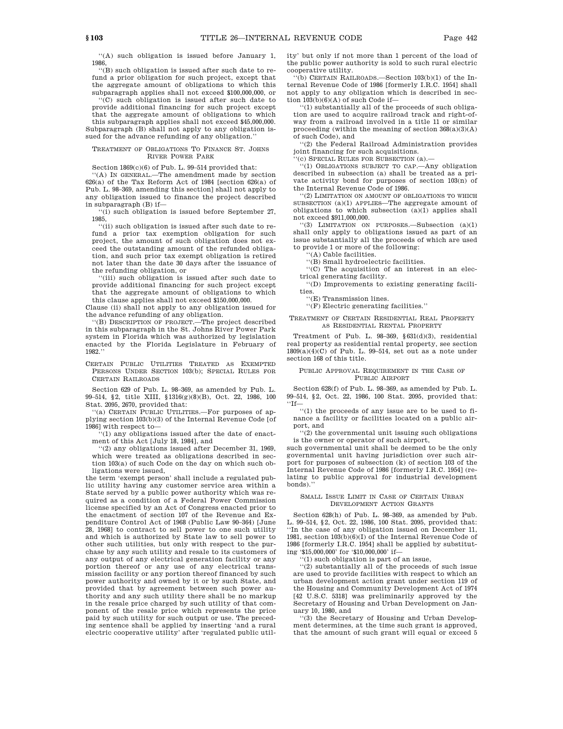''(A) such obligation is issued before January 1, 1986,

''(B) such obligation is issued after such date to refund a prior obligation for such project, except that the aggregate amount of obligations to which this subparagraph applies shall not exceed $100,000,000, or

''(C) such obligation is issued after such date to provide additional financing for such project except that the aggregate amount of obligations to which this subparagraph applies shall not exceed $45,000,000. Subparagraph (B) shall not apply to any obligation issued for the advance refunding of any obligation.''

### Treatment of Obligations To Finance St. Johns River Power Park

Section 1869(c)(6) of Pub. L. 99–514 provided that:

''(A) IN GENERAL.—The amendment made by section 626(a) of the Tax Reform Act of 1984 [section 626(a) of Pub. L. 98–369, amending this section] shall not apply to any obligation issued to finance the project described in subparagraph (B) if—

''(i) such obligation is issued before September 27, 1985,

''(ii) such obligation is issued after such date to refund a prior tax exemption obligation for such project, the amount of such obligation does not exceed the outstanding amount of the refunded obligation, and such prior tax exempt obligation is retired not later than the date 30 days after the issuance of the refunding obligation, or

''(iii) such obligation is issued after such date to provide additional financing for such project except that the aggregate amount of obligations to which this clause applies shall not exceed $150,000,000.

Clause (ii) shall not apply to any obligation issued for the advance refunding of any obligation.

''(B) DESCRIPTION OF PROJECT.—The project described in this subparagraph in the St. Johns River Power Park system in Florida which was authorized by legislation enacted by the Florida Legislature in February of 1982.''

### Certain Public Utilities Treated as Exempted Persons Under Section 103(b); Special Rules for Certain Railroads

Section 629 of Pub. L. 98–369, as amended by Pub. L. 99–514, §2, title XIII, §1316(g)(8)(B), Oct. 22, 1986, 100 Stat. 2095, 2670, provided that:

''(a) CERTAIN PUBLIC UTILITIES.—For purposes of applying section 103(b)(3) of the Internal Revenue Code [of 1986] with respect to—

''(1) any obligations issued after the date of enactment of this Act [July 18, 1984], and

''(2) any obligations issued after December 31, 1969, which were treated as obligations described in section 103(a) of such Code on the day on which such obligations were issued,

the term 'exempt person' shall include a regulated public utility having any customer service area within a State served by a public power authority which was required as a condition of a Federal Power Commission license specified by an Act of Congress enacted prior to the enactment of section 107 of the Revenue and Expenditure Control Act of 1968 (Public Law 90–364) [June 28, 1968] to contract to sell power to one such utility and which is authorized by State law to sell power to other such utilities, but only with respect to the purchase by any such utility and resale to its customers of any output of any electrical generation facility or any portion thereof or any use of any electrical transmission facility or any portion thereof financed by such power authority and owned by it or by such State, and provided that by agreement between such power authority and any such utility there shall be no markup in the resale price charged by such utility of that component of the resale price which represents the price paid by such utility for such output or use. The preceding sentence shall be applied by inserting 'and a rural electric cooperative utility' after 'regulated public utility' but only if not more than 1 percent of the load of the public power authority is sold to such rural electric cooperative utility.

''(b) CERTAIN RAILROADS.—Section 103(b)(1) of the Internal Revenue Code of 1986 [formerly I.R.C. 1954] shall not apply to any obligation which is described in section 103(b)(6)(A) of such Code if—

''(1) substantially all of the proceeds of such obligation are used to acquire railroad track and right-of-way from a railroad involved in a title 11 or similar proceeding (within the meaning of section 368(a)(3)(A) of such Code), and

''(2) the Federal Railroad Administration provides joint financing for such acquisitions.

''(c) SPECIAL RULES FOR SUBSECTION (a).—

''(1) OBLIGATIONS SUBJECT TO CAP.—Any obligation described in subsection (a) shall be treated as a private activity bond for purposes of section 103(n) of the Internal Revenue Code of 1986.

''(2) LIMITATION ON AMOUNT OF OBLIGATIONS TO WHICH SUBSECTION (a)(1) APPLIES—The aggregate amount of obligations to which subsection (a)(1) applies shall not exceed $911,000,000.

''(3) LIMITATION ON PURPOSES.—Subsection (a)(1) shall only apply to obligations issued as part of an issue substantially all the proceeds of which are used to provide 1 or more of the following:

''(A) Cable facilities.

''(B) Small hydroelectric facilities.

''(C) The acquisition of an interest in an electrical generating facility.

''(D) Improvements to existing generating facilities.

''(E) Transmission lines.

''(F) Electric generating facilities.''

### Treatment of Certain Residential Real Property as Residential Rental Property

Treatment of Pub. L. 98–369, §631(d)(3), residential real property as residential rental property, see section 1809(a)(4)(C) of Pub. L. 99–514, set out as a note under section 168 of this title.

### Public Approval Requirement in the Case of Public Airport

Section 628(f) of Pub. L. 98–369, as amended by Pub. L. 99–514, §2, Oct. 22, 1986, 100 Stat. 2095, provided that: ''If—

''(1) the proceeds of any issue are to be used to finance a facility or facilities located on a public airport, and

''(2) the governmental unit issuing such obligations is the owner or operator of such airport,

such governmental unit shall be deemed to be the only governmental unit having jurisdiction over such airport for purposes of subsection (k) of section 103 of the Internal Revenue Code of 1986 [formerly I.R.C. 1954] (relating to public approval for industrial development bonds).''

### Small Issue Limit in Case of Certain Urban Development Action Grants

Section 628(h) of Pub. L. 98–369, as amended by Pub. L. 99–514, §2, Oct. 22, 1986, 100 Stat. 2095, provided that: ''In the case of any obligation issued on December 11, 1981, section 103(b)(6)(I) of the Internal Revenue Code of 1986 [formerly I.R.C. 1954] shall be applied by substituting '$15,000,000' for '$10,000,000' if—

''(1) such obligation is part of an issue,

''(2) substantially all of the proceeds of such issue are used to provide facilities with respect to which an urban development action grant under section 119 of the Housing and Community Development Act of 1974 [42 U.S.C. 5318] was preliminarily approved by the Secretary of Housing and Urban Development on January 10, 1980, and

''(3) the Secretary of Housing and Urban Development determines, at the time such grant is approved, that the amount of such grant will equal or exceed 5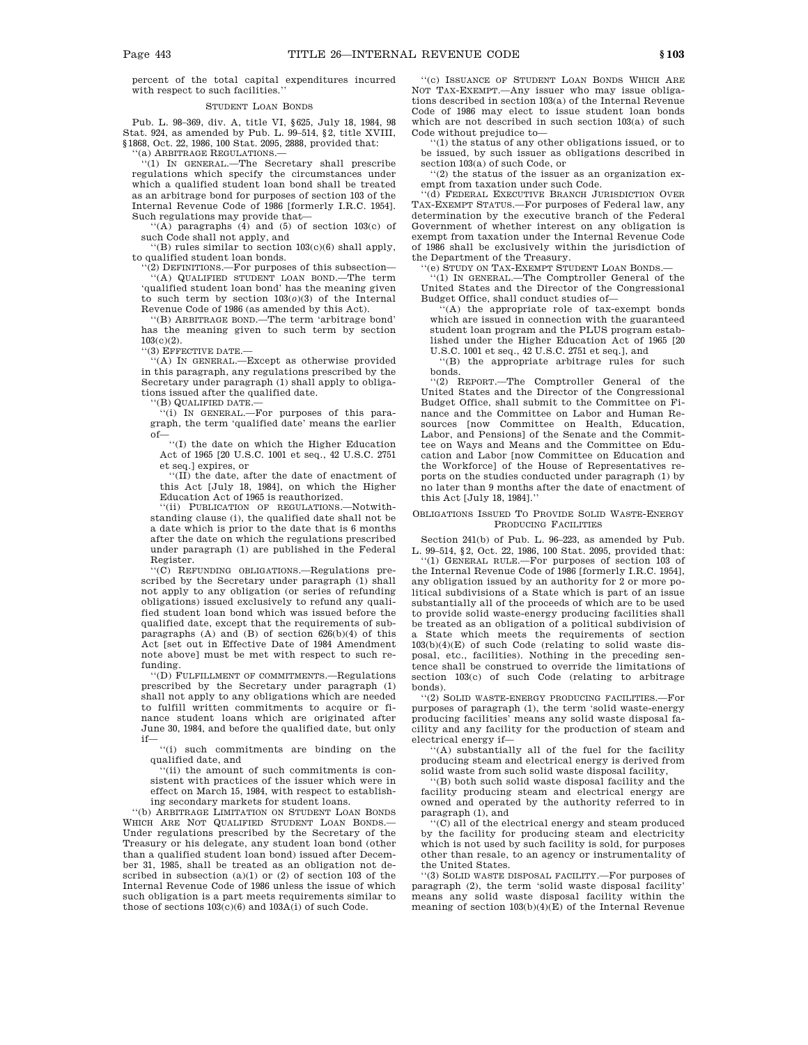percent of the total capital expenditures incurred with respect to such facilities.''

### STUDENT LOAN BONDS

Pub. L. 98–369, div. A, title VI, §625, July 18, 1984, 98 Stat. 924, as amended by Pub. L. 99–514, §2, title XVIII, §1868, Oct. 22, 1986, 100 Stat. 2095, 2888, provided that:

''(a) ARBITRAGE REGULATIONS.—

''(1) IN GENERAL.—The Secretary shall prescribe regulations which specify the circumstances under which a qualified student loan bond shall be treated as an arbitrage bond for purposes of section 103 of the Internal Revenue Code of 1986 [formerly I.R.C. 1954]. Such regulations may provide that—

''(A) paragraphs (4) and (5) of section 103(c) of such Code shall not apply, and

''(B) rules similar to section 103(c)(6) shall apply, to qualified student loan bonds.

''(2) DEFINITIONS.—For purposes of this subsection—

''(A) QUALIFIED STUDENT LOAN BOND.—The term 'qualified student loan bond' has the meaning given to such term by section 103(*o*)(3) of the Internal Revenue Code of 1986 (as amended by this Act).

''(B) ARBITRAGE BOND.—The term 'arbitrage bond' has the meaning given to such term by section 103(c)(2).

''(3) EFFECTIVE DATE.—

''(A) IN GENERAL.—Except as otherwise provided in this paragraph, any regulations prescribed by the Secretary under paragraph (1) shall apply to obligations issued after the qualified date.

''(B) QUALIFIED DATE.—

''(i) IN GENERAL.—For purposes of this paragraph, the term 'qualified date' means the earlier of—

''(I) the date on which the Higher Education Act of 1965 [20 U.S.C. 1001 et seq., 42 U.S.C. 2751 et seq.] expires, or

''(II) the date, after the date of enactment of this Act [July 18, 1984], on which the Higher Education Act of 1965 is reauthorized.

''(ii) PUBLICATION OF REGULATIONS.—Notwithstanding clause (i), the qualified date shall not be a date which is prior to the date that is 6 months after the date on which the regulations prescribed under paragraph (1) are published in the Federal Register.

''(C) REFUNDING OBLIGATIONS.—Regulations prescribed by the Secretary under paragraph (1) shall not apply to any obligation (or series of refunding obligations) issued exclusively to refund any qualified student loan bond which was issued before the qualified date, except that the requirements of subparagraphs (A) and (B) of section 626(b)(4) of this Act [set out in Effective Date of 1984 Amendment note above] must be met with respect to such refunding.

''(D) FULFILLMENT OF COMMITMENTS.—Regulations prescribed by the Secretary under paragraph (1) shall not apply to any obligations which are needed to fulfill written commitments to acquire or finance student loans which are originated after June 30, 1984, and before the qualified date, but only if—

''(i) such commitments are binding on the qualified date, and

''(ii) the amount of such commitments is consistent with practices of the issuer which were in effect on March 15, 1984, with respect to establishing secondary markets for student loans.

''(b) ARBITRAGE LIMITATION ON STUDENT LOAN BONDS WHICH ARE NOT QUALIFIED STUDENT LOAN BONDS.—Under regulations prescribed by the Secretary of the Treasury or his delegate, any student loan bond (other than a qualified student loan bond) issued after December 31, 1985, shall be treated as an obligation not described in subsection (a)(1) or (2) of section 103 of the Internal Revenue Code of 1986 unless the issue of which such obligation is a part meets requirements similar to those of sections 103(c)(6) and 103A(i) of such Code.

''(c) ISSUANCE OF STUDENT LOAN BONDS WHICH ARE NOT TAX-EXEMPT.—Any issuer who may issue obligations described in section 103(a) of the Internal Revenue Code of 1986 may elect to issue student loan bonds which are not described in such section 103(a) of such Code without prejudice to—

''(1) the status of any other obligations issued, or to be issued, by such issuer as obligations described in section 103(a) of such Code, or

''(2) the status of the issuer as an organization exempt from taxation under such Code.

''(d) FEDERAL EXECUTIVE BRANCH JURISDICTION OVER TAX-EXEMPT STATUS.—For purposes of Federal law, any determination by the executive branch of the Federal Government of whether interest on any obligation is exempt from taxation under the Internal Revenue Code of 1986 shall be exclusively within the jurisdiction of the Department of the Treasury.

''(e) STUDY ON TAX-EXEMPT STUDENT LOAN BONDS.—

''(1) IN GENERAL.—The Comptroller General of the United States and the Director of the Congressional Budget Office, shall conduct studies of—

''(A) the appropriate role of tax-exempt bonds which are issued in connection with the guaranteed student loan program and the PLUS program established under the Higher Education Act of 1965 [20 U.S.C. 1001 et seq., 42 U.S.C. 2751 et seq.], and

''(B) the appropriate arbitrage rules for such bonds.

''(2) REPORT.—The Comptroller General of the United States and the Director of the Congressional Budget Office, shall submit to the Committee on Finance and the Committee on Labor and Human Resources [now Committee on Health, Education, Labor, and Pensions] of the Senate and the Committee on Ways and Means and the Committee on Education and Labor [now Committee on Education and the Workforce] of the House of Representatives reports on the studies conducted under paragraph (1) by no later than 9 months after the date of enactment of this Act [July 18, 1984].''

### OBLIGATIONS ISSUED TO PROVIDE SOLID WASTE-ENERGY PRODUCING FACILITIES

Section 241(b) of Pub. L. 96–223, as amended by Pub. L. 99–514, §2, Oct. 22, 1986, 100 Stat. 2095, provided that:

''(1) GENERAL RULE.—For purposes of section 103 of the Internal Revenue Code of 1986 [formerly I.R.C. 1954], any obligation issued by an authority for 2 or more political subdivisions of a State which is part of an issue substantially all of the proceeds of which are to be used to provide solid waste-energy producing facilities shall be treated as an obligation of a political subdivision of a State which meets the requirements of section 103(b)(4)(E) of such Code (relating to solid waste disposal, etc., facilities). Nothing in the preceding sentence shall be construed to override the limitations of section 103(c) of such Code (relating to arbitrage bonds).

''(2) SOLID WASTE-ENERGY PRODUCING FACILITIES.—For purposes of paragraph (1), the term 'solid waste-energy producing facilities' means any solid waste disposal facility and any facility for the production of steam and electrical energy if—

''(A) substantially all of the fuel for the facility producing steam and electrical energy is derived from solid waste from such solid waste disposal facility,

''(B) both such solid waste disposal facility and the facility producing steam and electrical energy are owned and operated by the authority referred to in paragraph (1), and

''(C) all of the electrical energy and steam produced by the facility for producing steam and electricity which is not used by such facility is sold, for purposes other than resale, to an agency or instrumentality of the United States.

''(3) SOLID WASTE DISPOSAL FACILITY.—For purposes of paragraph (2), the term 'solid waste disposal facility' means any solid waste disposal facility within the meaning of section 103(b)(4)(E) of the Internal Revenue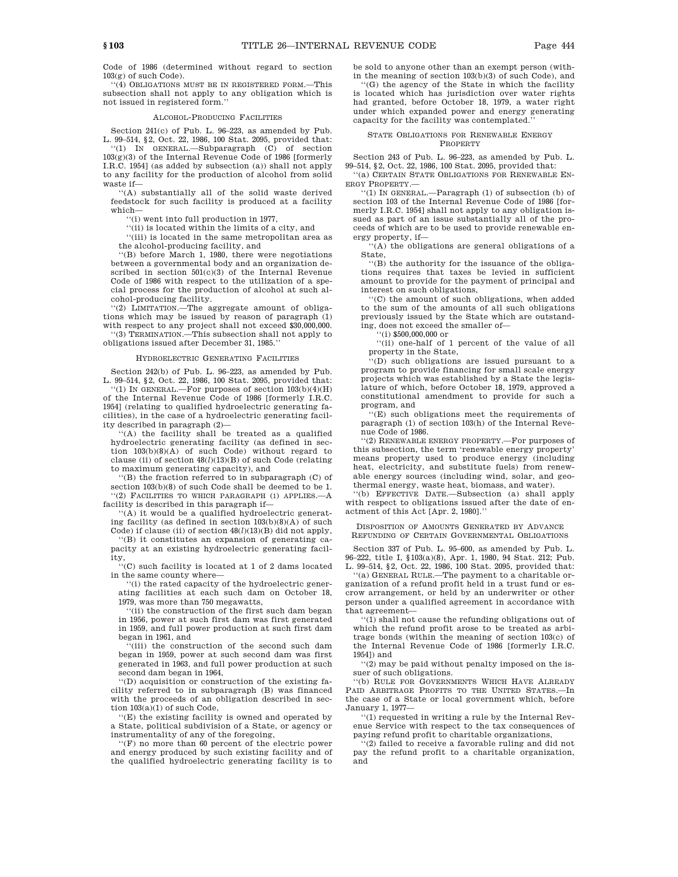Code of 1986 (determined without regard to section 103(g) of such Code).

''(4) OBLIGATIONS MUST BE IN REGISTERED FORM.—This subsection shall not apply to any obligation which is not issued in registered form.''

ALCOHOL-PRODUCING FACILITIES

Section 241(c) of Pub. L. 96–223, as amended by Pub. L. 99–514, §2, Oct. 22, 1986, 100 Stat. 2095, provided that:

''(1) IN GENERAL.—Subparagraph (C) of section 103(g)(3) of the Internal Revenue Code of 1986 [formerly I.R.C. 1954] (as added by subsection (a)) shall not apply to any facility for the production of alcohol from solid waste if—

''(A) substantially all of the solid waste derived feedstock for such facility is produced at a facility which—

''(i) went into full production in 1977,

''(ii) is located within the limits of a city, and

''(iii) is located in the same metropolitan area as the alcohol-producing facility, and

''(B) before March 1, 1980, there were negotiations between a governmental body and an organization described in section 501(c)(3) of the Internal Revenue Code of 1986 with respect to the utilization of a special process for the production of alcohol at such alcohol-producing facility.

''(2) LIMITATION.—The aggregate amount of obligations which may be issued by reason of paragraph (1) with respect to any project shall not exceed $30,000,000.

''(3) TERMINATION.—This subsection shall not apply to obligations issued after December 31, 1985.''

HYDROELECTRIC GENERATING FACILITIES

Section 242(b) of Pub. L. 96–223, as amended by Pub. L. 99–514, §2, Oct. 22, 1986, 100 Stat. 2095, provided that:

''(1) IN GENERAL.—For purposes of section 103(b)(4)(H) of the Internal Revenue Code of 1986 [formerly I.R.C. 1954] (relating to qualified hydroelectric generating facilities), in the case of a hydroelectric generating facility described in paragraph (2)—

''(A) the facility shall be treated as a qualified hydroelectric generating facility (as defined in section 103(b)(8)(A) of such Code) without regard to clause (ii) of section 48(*l*)(13)(B) of such Code (relating to maximum generating capacity), and

''(B) the fraction referred to in subparagraph (C) of section 103(b)(8) of such Code shall be deemed to be 1.

''(2) FACILITIES TO WHICH PARAGRAPH (1) APPLIES.—A facility is described in this paragraph if—

''(A) it would be a qualified hydroelectric generating facility (as defined in section 103(b)(8)(A) of such Code) if clause (ii) of section 48(*l*)(13)(B) did not apply,

''(B) it constitutes an expansion of generating capacity at an existing hydroelectric generating facility,

''(C) such facility is located at 1 of 2 dams located in the same county where—

''(i) the rated capacity of the hydroelectric generating facilities at each such dam on October 18, 1979, was more than 750 megawatts,

''(ii) the construction of the first such dam began in 1956, power at such first dam was first generated in 1959, and full power production at such first dam began in 1961, and

''(iii) the construction of the second such dam began in 1959, power at such second dam was first generated in 1963, and full power production at such second dam began in 1964,

''(D) acquisition or construction of the existing facility referred to in subparagraph (B) was financed with the proceeds of an obligation described in section 103(a)(1) of such Code,

''(E) the existing facility is owned and operated by a State, political subdivision of a State, or agency or instrumentality of any of the foregoing,

''(F) no more than 60 percent of the electric power and energy produced by such existing facility and of the qualified hydroelectric generating facility is to be sold to anyone other than an exempt person (within the meaning of section 103(b)(3) of such Code), and

''(G) the agency of the State in which the facility is located which has jurisdiction over water rights had granted, before October 18, 1979, a water right under which expanded power and energy generating capacity for the facility was contemplated.''

STATE OBLIGATIONS FOR RENEWABLE ENERGY PROPERTY

Section 243 of Pub. L. 96–223, as amended by Pub. L. 99–514, §2, Oct. 22, 1986, 100 Stat. 2095, provided that:

''(a) CERTAIN STATE OBLIGATIONS FOR RENEWABLE ENERGY PROPERTY.—

''(1) IN GENERAL.—Paragraph (1) of subsection (b) of section 103 of the Internal Revenue Code of 1986 [formerly I.R.C. 1954] shall not apply to any obligation issued as part of an issue substantially all of the proceeds of which are to be used to provide renewable energy property, if—

''(A) the obligations are general obligations of a State,

''(B) the authority for the issuance of the obligations requires that taxes be levied in sufficient amount to provide for the payment of principal and interest on such obligations,

''(C) the amount of such obligations, when added to the sum of the amounts of all such obligations previously issued by the State which are outstanding, does not exceed the smaller of—

''(i) $500,000,000 or

''(ii) one-half of 1 percent of the value of all property in the State,

''(D) such obligations are issued pursuant to a program to provide financing for small scale energy projects which was established by a State the legislature of which, before October 18, 1979, approved a constitutional amendment to provide for such a program, and

''(E) such obligations meet the requirements of paragraph (1) of section 103(h) of the Internal Revenue Code of 1986.

''(2) RENEWABLE ENERGY PROPERTY.—For purposes of this subsection, the term 'renewable energy property' means property used to produce energy (including heat, electricity, and substitute fuels) from renewable energy sources (including wind, solar, and geothermal energy, waste heat, biomass, and water).

''(b) EFFECTIVE DATE.—Subsection (a) shall apply with respect to obligations issued after the date of enactment of this Act [Apr. 2, 1980].''

DISPOSITION OF AMOUNTS GENERATED BY ADVANCE REFUNDING OF CERTAIN GOVERNMENTAL OBLIGATIONS

Section 337 of Pub. L. 95–600, as amended by Pub. L. 96–222, title I, §103(a)(8), Apr. 1, 1980, 94 Stat. 212; Pub. L. 99–514, §2, Oct. 22, 1986, 100 Stat. 2095, provided that:

''(a) GENERAL RULE.—The payment to a charitable organization of a refund profit held in a trust fund or escrow arrangement, or held by an underwriter or other person under a qualified agreement in accordance with that agreement—

''(1) shall not cause the refunding obligations out of which the refund profit arose to be treated as arbitrage bonds (within the meaning of section 103(c) of the Internal Revenue Code of 1986 [formerly I.R.C. 1954]) and

''(2) may be paid without penalty imposed on the issuer of such obligations.

''(b) RULE FOR GOVERNMENTS WHICH HAVE ALREADY PAID ARBITRAGE PROFITS TO THE UNITED STATES.—In the case of a State or local government which, before January 1, 1977—

''(1) requested in writing a rule by the Internal Revenue Service with respect to the tax consequences of paying refund profit to charitable organizations,

''(2) failed to receive a favorable ruling and did not pay the refund profit to a charitable organization, and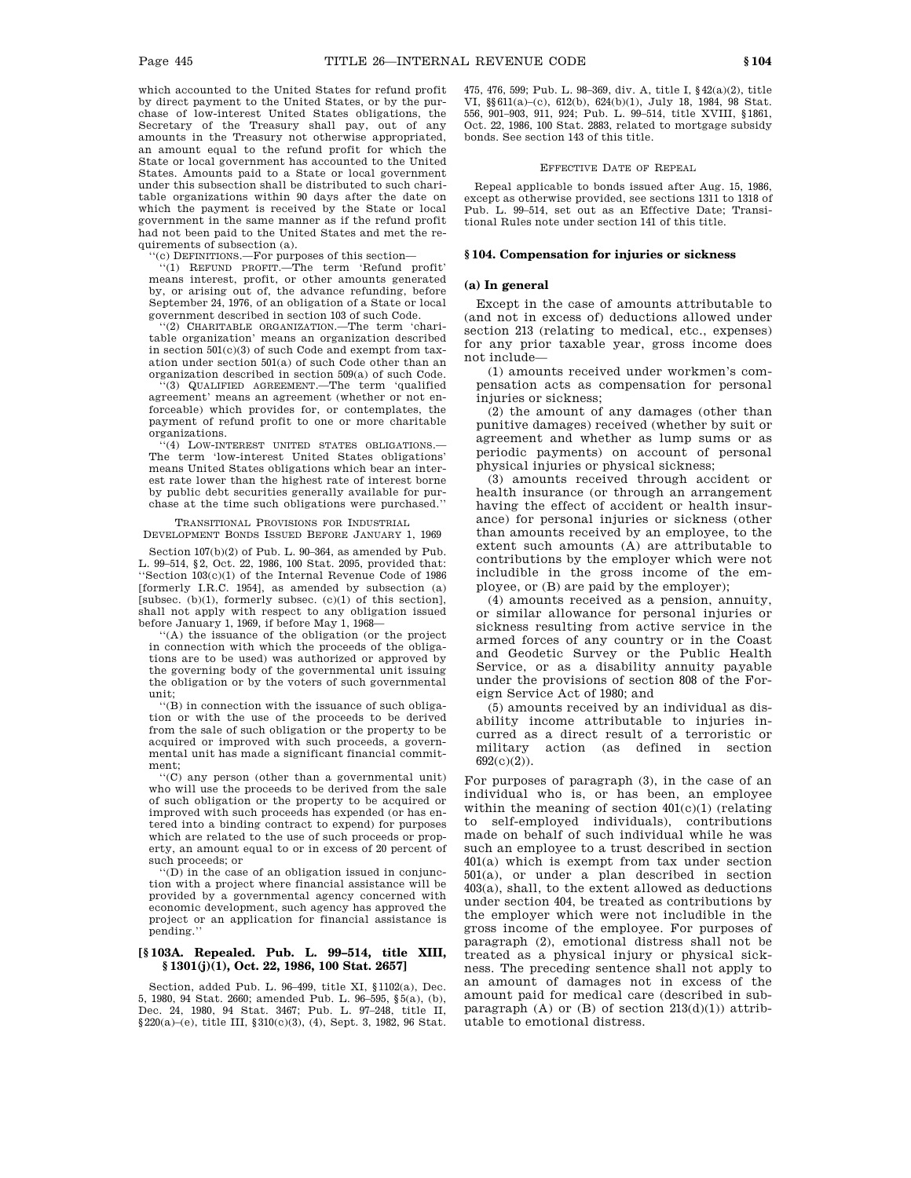which accounted to the United States for refund profit by direct payment to the United States, or by the purchase of low-interest United States obligations, the Secretary of the Treasury shall pay, out of any amounts in the Treasury not otherwise appropriated, an amount equal to the refund profit for which the State or local government has accounted to the United States. Amounts paid to a State or local government under this subsection shall be distributed to such charitable organizations within 90 days after the date on which the payment is received by the State or local government in the same manner as if the refund profit had not been paid to the United States and met the requirements of subsection (a).

''(c) DEFINITIONS.—For purposes of this section—

''(1) REFUND PROFIT.—The term 'Refund profit' means interest, profit, or other amounts generated by, or arising out of, the advance refunding, before September 24, 1976, of an obligation of a State or local government described in section 103 of such Code.

''(2) CHARITABLE ORGANIZATION.—The term 'charitable organization' means an organization described in section 501(c)(3) of such Code and exempt from taxation under section 501(a) of such Code other than an organization described in section 509(a) of such Code.

''(3) QUALIFIED AGREEMENT.—The term 'qualified agreement' means an agreement (whether or not enforceable) which provides for, or contemplates, the payment of refund profit to one or more charitable organizations.

''(4) LOW-INTEREST UNITED STATES OBLIGATIONS.—The term 'low-interest United States obligations' means United States obligations which bear an interest rate lower than the highest rate of interest borne by public debt securities generally available for purchase at the time such obligations were purchased.''

TRANSITIONAL PROVISIONS FOR INDUSTRIAL DEVELOPMENT BONDS ISSUED BEFORE JANUARY 1, 1969

Section 107(b)(2) of Pub. L. 90–364, as amended by Pub. L. 99–514, §2, Oct. 22, 1986, 100 Stat. 2095, provided that: ''Section 103(c)(1) of the Internal Revenue Code of 1986 [formerly I.R.C. 1954], as amended by subsection (a) [subsec. (b)(1), formerly subsec. (c)(1) of this section], shall not apply with respect to any obligation issued before January 1, 1969, if before May 1, 1968—

''(A) the issuance of the obligation (or the project in connection with which the proceeds of the obligations are to be used) was authorized or approved by the governing body of the governmental unit issuing the obligation or by the voters of such governmental unit;

''(B) in connection with the issuance of such obligation or with the use of the proceeds to be derived from the sale of such obligation or the property to be acquired or improved with such proceeds, a governmental unit has made a significant financial commitment;

''(C) any person (other than a governmental unit) who will use the proceeds to be derived from the sale of such obligation or the property to be acquired or improved with such proceeds has expended (or has entered into a binding contract to expend) for purposes which are related to the use of such proceeds or property, an amount equal to or in excess of 20 percent of such proceeds; or

''(D) in the case of an obligation issued in conjunction with a project where financial assistance will be provided by a governmental agency concerned with economic development, such agency has approved the project or an application for financial assistance is pending.''

### [§103A. Repealed. Pub. L. 99–514, title XIII, §1301(j)(1), Oct. 22, 1986, 100 Stat. 2657]

Section, added Pub. L. 96–499, title XI, §1102(a), Dec. 5, 1980, 94 Stat. 2660; amended Pub. L. 96–595, §5(a), (b), Dec. 24, 1980, 94 Stat. 3467; Pub. L. 97–248, title II, §220(a)–(e), title III, §310(c)(3), (4), Sept. 3, 1982, 96 Stat. 475, 476, 599; Pub. L. 98–369, div. A, title I, §42(a)(2), title VI, §§611(a)–(c), 612(b), 624(b)(1), July 18, 1984, 98 Stat. 556, 901–903, 911, 924; Pub. L. 99–514, title XVIII, §1861, Oct. 22, 1986, 100 Stat. 2883, related to mortgage subsidy bonds. See section 143 of this title.

EFFECTIVE DATE OF REPEAL

Repeal applicable to bonds issued after Aug. 15, 1986, except as otherwise provided, see sections 1311 to 1318 of Pub. L. 99–514, set out as an Effective Date; Transitional Rules note under section 141 of this title.

### §104. Compensation for injuries or sickness

#### (a) In general

Except in the case of amounts attributable to (and not in excess of) deductions allowed under section 213 (relating to medical, etc., expenses) for any prior taxable year, gross income does not include—

(1) amounts received under workmen's compensation acts as compensation for personal injuries or sickness;

(2) the amount of any damages (other than punitive damages) received (whether by suit or agreement and whether as lump sums or as periodic payments) on account of personal physical injuries or physical sickness;

(3) amounts received through accident or health insurance (or through an arrangement having the effect of accident or health insurance) for personal injuries or sickness (other than amounts received by an employee, to the extent such amounts (A) are attributable to contributions by the employer which were not includible in the gross income of the employee, or (B) are paid by the employer);

(4) amounts received as a pension, annuity, or similar allowance for personal injuries or sickness resulting from active service in the armed forces of any country or in the Coast and Geodetic Survey or the Public Health Service, or as a disability annuity payable under the provisions of section 808 of the Foreign Service Act of 1980; and

(5) amounts received by an individual as disability income attributable to injuries incurred as a direct result of a terroristic or military action (as defined in section 692(c)(2)).

For purposes of paragraph (3), in the case of an individual who is, or has been, an employee within the meaning of section 401(c)(1) (relating to self-employed individuals), contributions made on behalf of such individual while he was such an employee to a trust described in section 401(a) which is exempt from tax under section 501(a), or under a plan described in section 403(a), shall, to the extent allowed as deductions under section 404, be treated as contributions by the employer which were not includible in the gross income of the employee. For purposes of paragraph (2), emotional distress shall not be treated as a physical injury or physical sickness. The preceding sentence shall not apply to an amount of damages not in excess of the amount paid for medical care (described in subparagraph (A) or (B) of section 213(d)(1)) attributable to emotional distress.